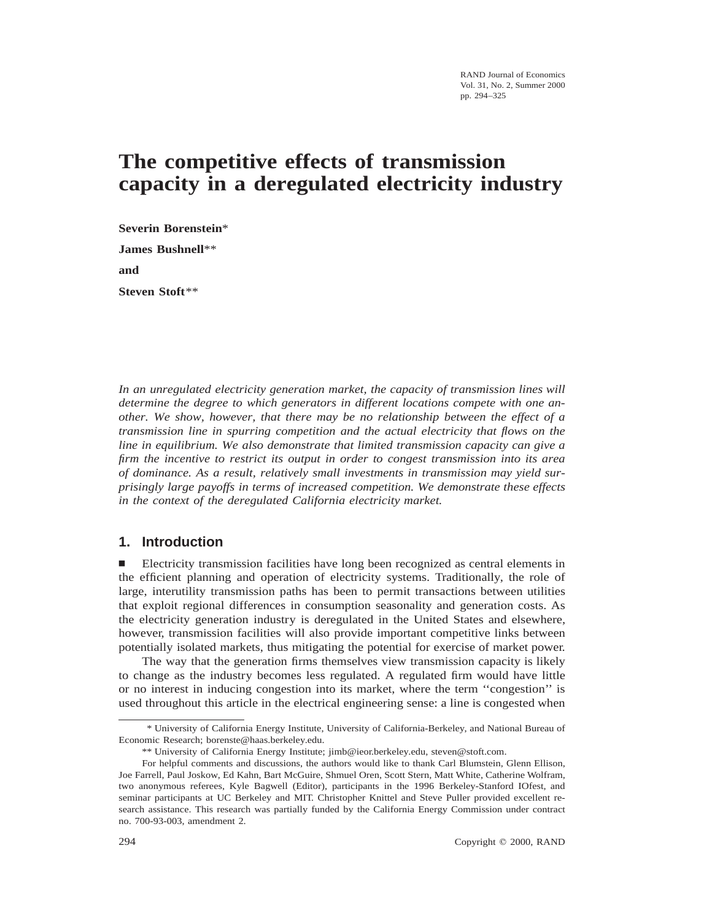# The competitive effects of transmission capacity in a deregulated electricity industry

**Severin Borenstein***

**James Bushnell****

**and**

**Steven Stoft****

*In an unregulated electricity generation market, the capacity of transmission lines will determine the degree to which generators in different locations compete with one another. We show, however, that there may be no relationship between the effect of a transmission line in spurring competition and the actual electricity that flows on the line in equilibrium. We also demonstrate that limited transmission capacity can give a firm the incentive to restrict its output in order to congest transmission into its area of dominance. As a result, relatively small investments in transmission may yield surprisingly large payoffs in terms of increased competition. We demonstrate these effects in the context of the deregulated California electricity market.*

## 1. Introduction

■ Electricity transmission facilities have long been recognized as central elements in the efficient planning and operation of electricity systems. Traditionally, the role of large, interutility transmission paths has been to permit transactions between utilities that exploit regional differences in consumption seasonality and generation costs. As the electricity generation industry is deregulated in the United States and elsewhere, however, transmission facilities will also provide important competitive links between potentially isolated markets, thus mitigating the potential for exercise of market power.

The way that the generation firms themselves view transmission capacity is likely to change as the industry becomes less regulated. A regulated firm would have little or no interest in inducing congestion into its market, where the term ''congestion'' is used throughout this article in the electrical engineering sense: a line is congested when

---

\* University of California Energy Institute, University of California-Berkeley, and National Bureau of Economic Research; borenste@haas.berkeley.edu.

\*\* University of California Energy Institute; jimb@ieor.berkeley.edu, steven@stoft.com.

For helpful comments and discussions, the authors would like to thank Carl Blumstein, Glenn Ellison, Joe Farrell, Paul Joskow, Ed Kahn, Bart McGuire, Shmuel Oren, Scott Stern, Matt White, Catherine Wolfram, two anonymous referees, Kyle Bagwell (Editor), participants in the 1996 Berkeley-Stanford IOfest, and seminar participants at UC Berkeley and MIT. Christopher Knittel and Steve Puller provided excellent research assistance. This research was partially funded by the California Energy Commission under contract no. 700-93-003, amendment 2.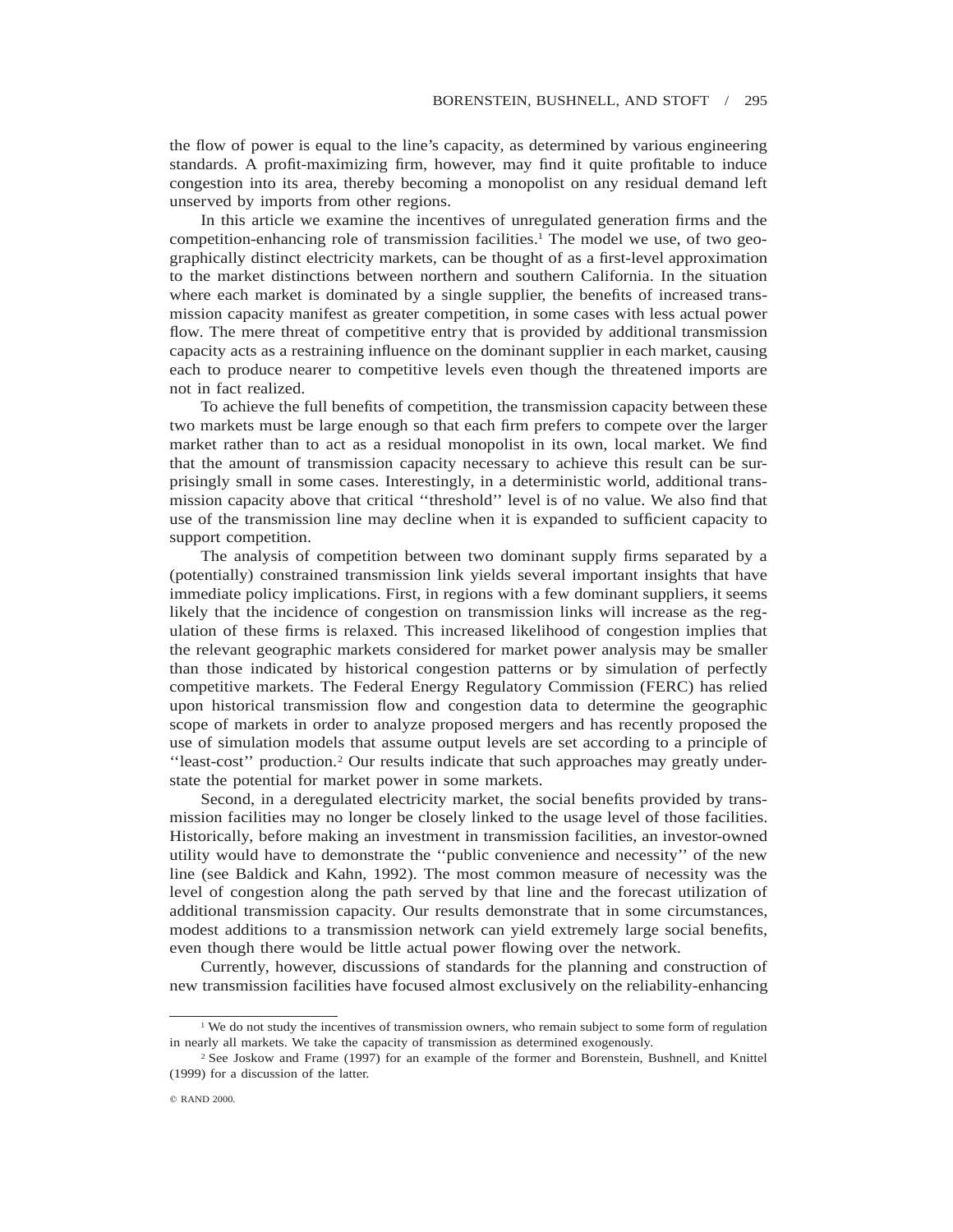the flow of power is equal to the line's capacity, as determined by various engineering standards. A profit-maximizing firm, however, may find it quite profitable to induce congestion into its area, thereby becoming a monopolist on any residual demand left unserved by imports from other regions.

In this article we examine the incentives of unregulated generation firms and the competition-enhancing role of transmission facilities.[1] The model we use, of two geographically distinct electricity markets, can be thought of as a first-level approximation to the market distinctions between northern and southern California. In the situation where each market is dominated by a single supplier, the benefits of increased transmission capacity manifest as greater competition, in some cases with less actual power flow. The mere threat of competitive entry that is provided by additional transmission capacity acts as a restraining influence on the dominant supplier in each market, causing each to produce nearer to competitive levels even though the threatened imports are not in fact realized.

To achieve the full benefits of competition, the transmission capacity between these two markets must be large enough so that each firm prefers to compete over the larger market rather than to act as a residual monopolist in its own, local market. We find that the amount of transmission capacity necessary to achieve this result can be surprisingly small in some cases. Interestingly, in a deterministic world, additional transmission capacity above that critical ''threshold'' level is of no value. We also find that use of the transmission line may decline when it is expanded to sufficient capacity to support competition.

The analysis of competition between two dominant supply firms separated by a (potentially) constrained transmission link yields several important insights that have immediate policy implications. First, in regions with a few dominant suppliers, it seems likely that the incidence of congestion on transmission links will increase as the regulation of these firms is relaxed. This increased likelihood of congestion implies that the relevant geographic markets considered for market power analysis may be smaller than those indicated by historical congestion patterns or by simulation of perfectly competitive markets. The Federal Energy Regulatory Commission (FERC) has relied upon historical transmission flow and congestion data to determine the geographic scope of markets in order to analyze proposed mergers and has recently proposed the use of simulation models that assume output levels are set according to a principle of ''least-cost'' production.[2] Our results indicate that such approaches may greatly understate the potential for market power in some markets.

Second, in a deregulated electricity market, the social benefits provided by transmission facilities may no longer be closely linked to the usage level of those facilities. Historically, before making an investment in transmission facilities, an investor-owned utility would have to demonstrate the ''public convenience and necessity'' of the new line (see Baldick and Kahn, 1992). The most common measure of necessity was the level of congestion along the path served by that line and the forecast utilization of additional transmission capacity. Our results demonstrate that in some circumstances, modest additions to a transmission network can yield extremely large social benefits, even though there would be little actual power flowing over the network.

Currently, however, discussions of standards for the planning and construction of new transmission facilities have focused almost exclusively on the reliability-enhancing

[1] We do not study the incentives of transmission owners, who remain subject to some form of regulation in nearly all markets. We take the capacity of transmission as determined exogenously.

[2] See Joskow and Frame (1997) for an example of the former and Borenstein, Bushnell, and Knittel (1999) for a discussion of the latter.

© RAND 2000.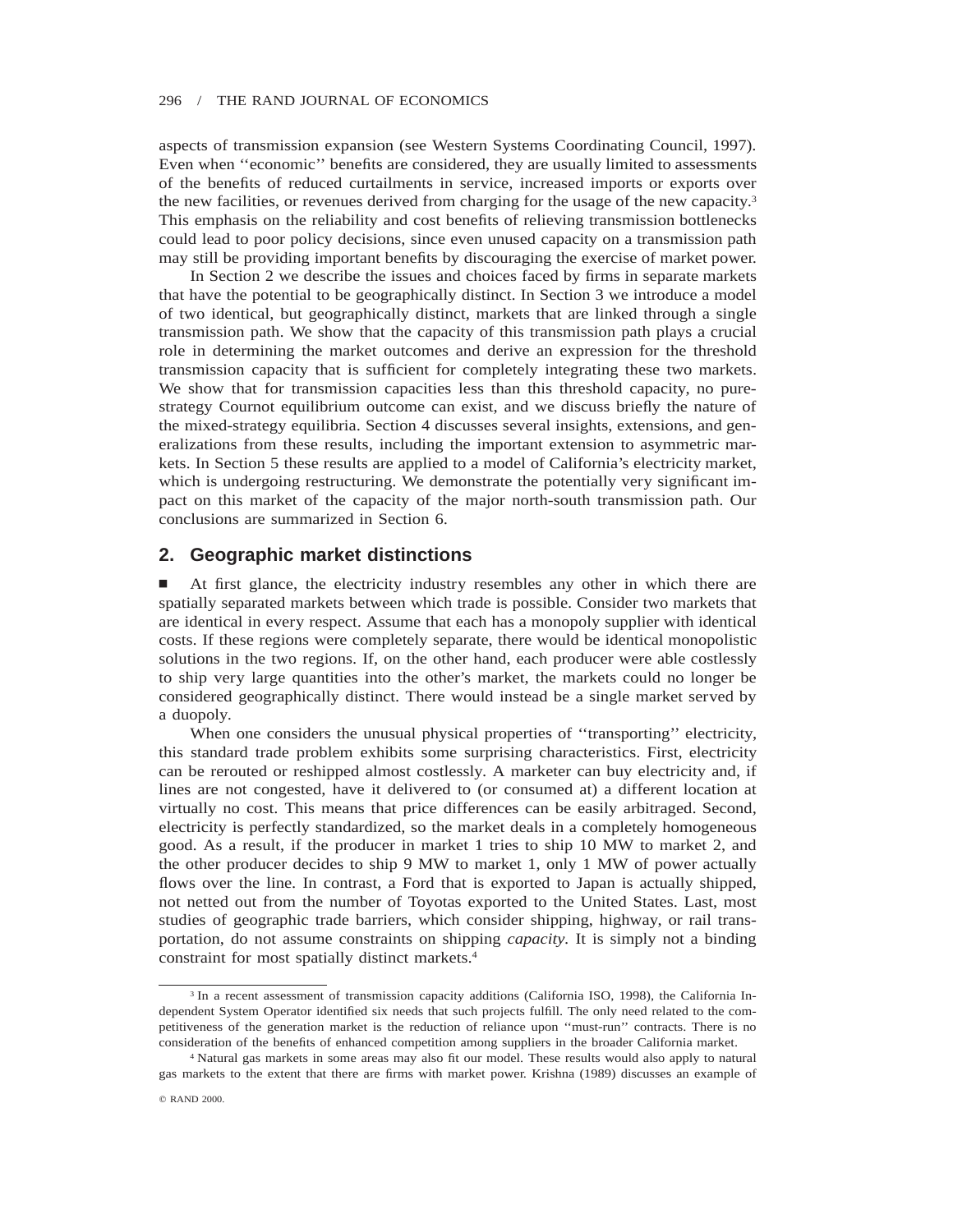aspects of transmission expansion (see Western Systems Coordinating Council, 1997). Even when ''economic'' benefits are considered, they are usually limited to assessments of the benefits of reduced curtailments in service, increased imports or exports over the new facilities, or revenues derived from charging for the usage of the new capacity.[3] This emphasis on the reliability and cost benefits of relieving transmission bottlenecks could lead to poor policy decisions, since even unused capacity on a transmission path may still be providing important benefits by discouraging the exercise of market power.

In Section 2 we describe the issues and choices faced by firms in separate markets that have the potential to be geographically distinct. In Section 3 we introduce a model of two identical, but geographically distinct, markets that are linked through a single transmission path. We show that the capacity of this transmission path plays a crucial role in determining the market outcomes and derive an expression for the threshold transmission capacity that is sufficient for completely integrating these two markets. We show that for transmission capacities less than this threshold capacity, no pure-strategy Cournot equilibrium outcome can exist, and we discuss briefly the nature of the mixed-strategy equilibria. Section 4 discusses several insights, extensions, and generalizations from these results, including the important extension to asymmetric markets. In Section 5 these results are applied to a model of California's electricity market, which is undergoing restructuring. We demonstrate the potentially very significant impact on this market of the capacity of the major north-south transmission path. Our conclusions are summarized in Section 6.

## 2. Geographic market distinctions

■ At first glance, the electricity industry resembles any other in which there are spatially separated markets between which trade is possible. Consider two markets that are identical in every respect. Assume that each has a monopoly supplier with identical costs. If these regions were completely separate, there would be identical monopolistic solutions in the two regions. If, on the other hand, each producer were able costlessly to ship very large quantities into the other's market, the markets could no longer be considered geographically distinct. There would instead be a single market served by a duopoly.

When one considers the unusual physical properties of ''transporting'' electricity, this standard trade problem exhibits some surprising characteristics. First, electricity can be rerouted or reshipped almost costlessly. A marketer can buy electricity and, if lines are not congested, have it delivered to (or consumed at) a different location at virtually no cost. This means that price differences can be easily arbitraged. Second, electricity is perfectly standardized, so the market deals in a completely homogeneous good. As a result, if the producer in market 1 tries to ship 10 MW to market 2, and the other producer decides to ship 9 MW to market 1, only 1 MW of power actually flows over the line. In contrast, a Ford that is exported to Japan is actually shipped, not netted out from the number of Toyotas exported to the United States. Last, most studies of geographic trade barriers, which consider shipping, highway, or rail transportation, do not assume constraints on shipping *capacity*. It is simply not a binding constraint for most spatially distinct markets.[4]

---

[3] In a recent assessment of transmission capacity additions (California ISO, 1998), the California Independent System Operator identified six needs that such projects fulfill. The only need related to the competitiveness of the generation market is the reduction of reliance upon ''must-run'' contracts. There is no consideration of the benefits of enhanced competition among suppliers in the broader California market.

[4] Natural gas markets in some areas may also fit our model. These results would also apply to natural gas markets to the extent that there are firms with market power. Krishna (1989) discusses an example of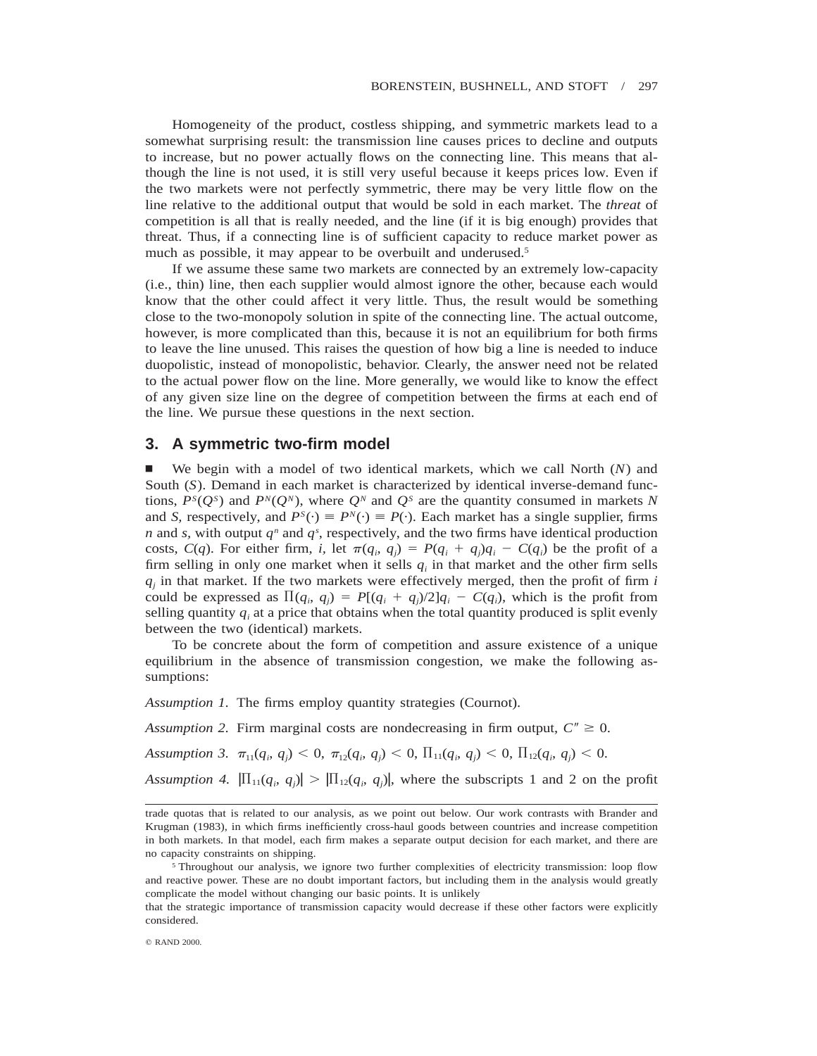Homogeneity of the product, costless shipping, and symmetric markets lead to a somewhat surprising result: the transmission line causes prices to decline and outputs to increase, but no power actually flows on the connecting line. This means that although the line is not used, it is still very useful because it keeps prices low. Even if the two markets were not perfectly symmetric, there may be very little flow on the line relative to the additional output that would be sold in each market. The *threat* of competition is all that is really needed, and the line (if it is big enough) provides that threat. Thus, if a connecting line is of sufficient capacity to reduce market power as much as possible, it may appear to be overbuilt and underused.[5]

If we assume these same two markets are connected by an extremely low-capacity (i.e., thin) line, then each supplier would almost ignore the other, because each would know that the other could affect it very little. Thus, the result would be something close to the two-monopoly solution in spite of the connecting line. The actual outcome, however, is more complicated than this, because it is not an equilibrium for both firms to leave the line unused. This raises the question of how big a line is needed to induce duopolistic, instead of monopolistic, behavior. Clearly, the answer need not be related to the actual power flow on the line. More generally, we would like to know the effect of any given size line on the degree of competition between the firms at each end of the line. We pursue these questions in the next section.

## 3. A symmetric two-firm model

■ We begin with a model of two identical markets, which we call North ($N$) and South ($S$). Demand in each market is characterized by identical inverse-demand functions, $P^S(Q^S)$ and $P^N(Q^N)$, where $Q^N$ and $Q^S$ are the quantity consumed in markets $N$ and $S$, respectively, and $P^S(\cdot) \equiv P^N(\cdot) \equiv P(\cdot)$. Each market has a single supplier, firms $n$ and $s$, with output $q^n$ and $q^s$, respectively, and the two firms have identical production costs, $C(q)$. For either firm, $i$, let $\pi(q_i, q_j) = P(q_i + q_j)q_i - C(q_i)$ be the profit of a firm selling in only one market when it sells $q_i$ in that market and the other firm sells $q_j$ in that market. If the two markets were effectively merged, then the profit of firm $i$ could be expressed as $\Pi(q_i, q_j) = P[(q_i + q_j)/2]q_i - C(q_i)$, which is the profit from selling quantity $q_i$ at a price that obtains when the total quantity produced is split evenly between the two (identical) markets.

To be concrete about the form of competition and assure existence of a unique equilibrium in the absence of transmission congestion, we make the following assumptions:

*Assumption 1.* The firms employ quantity strategies (Cournot).

*Assumption 2.* Firm marginal costs are nondecreasing in firm output, $C'' \geq 0$.

*Assumption 3.* $\pi_{11}(q_i, q_j) < 0$, $\pi_{12}(q_i, q_j) < 0$, $\Pi_{11}(q_i, q_j) < 0$, $\Pi_{12}(q_i, q_j) < 0$.

*Assumption 4.* $|\Pi_{11}(q_i, q_j)| > |\Pi_{12}(q_i, q_j)|$, where the subscripts 1 and 2 on the profit

---

trade quotas that is related to our analysis, as we point out below. Our work contrasts with Brander and Krugman (1983), in which firms inefficiently cross-haul goods between countries and increase competition in both markets. In that model, each firm makes a separate output decision for each market, and there are no capacity constraints on shipping.

[5] Throughout our analysis, we ignore two further complexities of electricity transmission: loop flow and reactive power. These are no doubt important factors, but including them in the analysis would greatly complicate the model without changing our basic points. It is unlikely that the strategic importance of transmission capacity would decrease if these other factors were explicitly considered.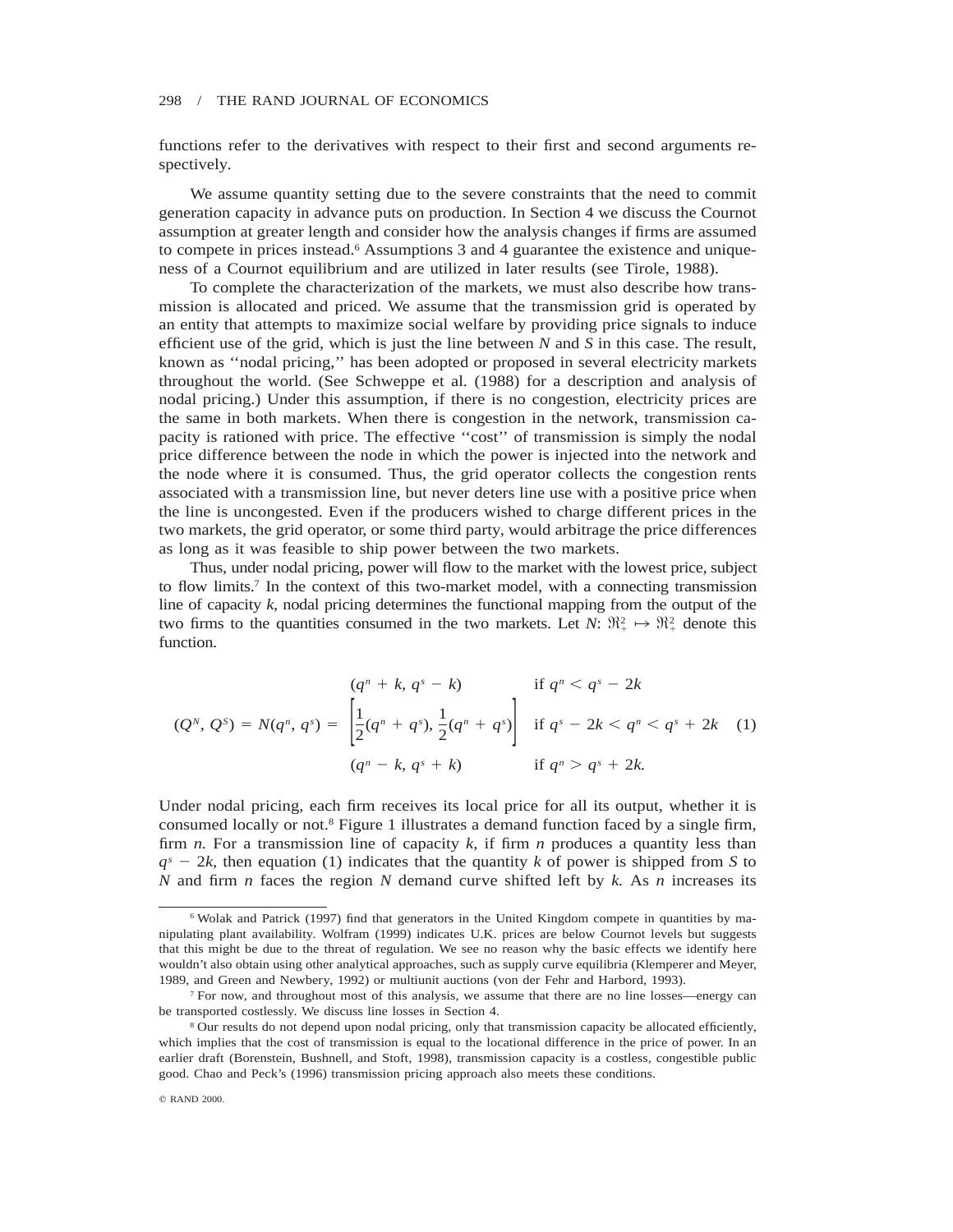functions refer to the derivatives with respect to their first and second arguments respectively.

We assume quantity setting due to the severe constraints that the need to commit generation capacity in advance puts on production. In Section 4 we discuss the Cournot assumption at greater length and consider how the analysis changes if firms are assumed to compete in prices instead.[6] Assumptions 3 and 4 guarantee the existence and uniqueness of a Cournot equilibrium and are utilized in later results (see Tirole, 1988).

To complete the characterization of the markets, we must also describe how transmission is allocated and priced. We assume that the transmission grid is operated by an entity that attempts to maximize social welfare by providing price signals to induce efficient use of the grid, which is just the line between $N$ and $S$ in this case. The result, known as "nodal pricing," has been adopted or proposed in several electricity markets throughout the world. (See Schweppe et al. (1988) for a description and analysis of nodal pricing.) Under this assumption, if there is no congestion, electricity prices are the same in both markets. When there is congestion in the network, transmission capacity is rationed with price. The effective "cost" of transmission is simply the nodal price difference between the node in which the power is injected into the network and the node where it is consumed. Thus, the grid operator collects the congestion rents associated with a transmission line, but never deters line use with a positive price when the line is uncongested. Even if the producers wished to charge different prices in the two markets, the grid operator, or some third party, would arbitrage the price differences as long as it was feasible to ship power between the two markets.

Thus, under nodal pricing, power will flow to the market with the lowest price, subject to flow limits.[7] In the context of this two-market model, with a connecting transmission line of capacity $k$, nodal pricing determines the functional mapping from the output of the two firms to the quantities consumed in the two markets. Let $N: \Re^2_+ \mapsto \Re^2_+$ denote this function.

$$(Q^N, Q^S) = N(q^n, q^s) = \begin{cases} (q^n + k,\ q^s - k) & \text{if } q^n < q^s - 2k \\ \left[\dfrac{1}{2}(q^n + q^s),\ \dfrac{1}{2}(q^n + q^s)\right] & \text{if } q^s - 2k < q^n < q^s + 2k \\ (q^n - k,\ q^s + k) & \text{if } q^n > q^s + 2k. \end{cases} \quad (1)$$

Under nodal pricing, each firm receives its local price for all its output, whether it is consumed locally or not.[8] Figure 1 illustrates a demand function faced by a single firm, firm $n$. For a transmission line of capacity $k$, if firm $n$ produces a quantity less than $q^s - 2k$, then equation (1) indicates that the quantity $k$ of power is shipped from $S$ to $N$ and firm $n$ faces the region $N$ demand curve shifted left by $k$. As $n$ increases its

---

[6] Wolak and Patrick (1997) find that generators in the United Kingdom compete in quantities by manipulating plant availability. Wolfram (1999) indicates U.K. prices are below Cournot levels but suggests that this might be due to the threat of regulation. We see no reason why the basic effects we identify here wouldn't also obtain using other analytical approaches, such as supply curve equilibria (Klemperer and Meyer, 1989, and Green and Newbery, 1992) or multiunit auctions (von der Fehr and Harbord, 1993).

[7] For now, and throughout most of this analysis, we assume that there are no line losses—energy can be transported costlessly. We discuss line losses in Section 4.

[8] Our results do not depend upon nodal pricing, only that transmission capacity be allocated efficiently, which implies that the cost of transmission is equal to the locational difference in the price of power. In an earlier draft (Borenstein, Bushnell, and Stoft, 1998), transmission capacity is a costless, congestible public good. Chao and Peck's (1996) transmission pricing approach also meets these conditions.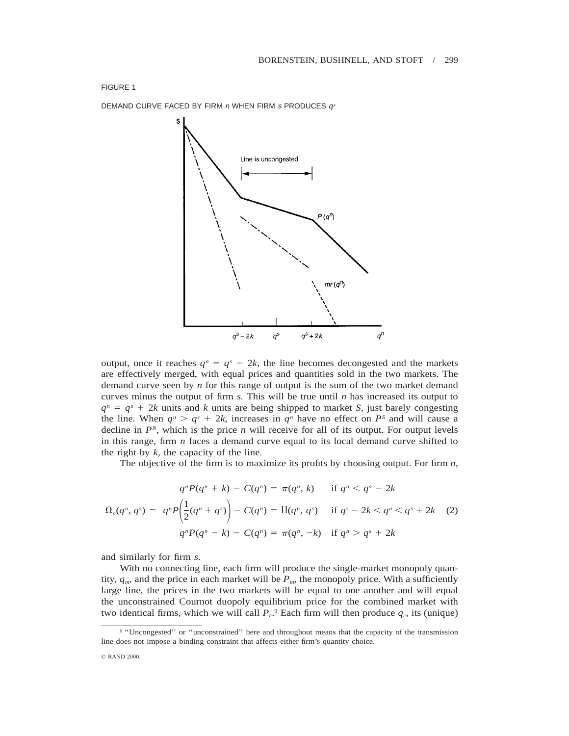FIGURE 1

DEMAND CURVE FACED BY FIRM $n$ WHEN FIRM $s$ PRODUCES $q^s$

output, once it reaches $q^n = q^s - 2k$, the line becomes decongested and the markets are effectively merged, with equal prices and quantities sold in the two markets. The demand curve seen by $n$ for this range of output is the sum of the two market demand curves minus the output of firm $s$. This will be true until $n$ has increased its output to $q^n = q^s + 2k$ units and $k$ units are being shipped to market $S$, just barely congesting the line. When $q^n > q^s + 2k$, increases in $q^n$ have no effect on $P^S$ and will cause a decline in $P^N$, which is the price $n$ will receive for all of its output. For output levels in this range, firm $n$ faces a demand curve equal to its local demand curve shifted to the right by $k$, the capacity of the line.

The objective of the firm is to maximize its profits by choosing output. For firm $n$,

$$\Omega_n(q^n, q^s) = \begin{cases} q^n P(q^n + k) - C(q^n) = \pi(q^n, k) & \text{if } q^n < q^s - 2k \\ q^n P\left(\frac{1}{2}(q^n + q^s)\right) - C(q^n) = \Pi(q^n, q^s) & \text{if } q^s - 2k < q^n < q^s + 2k \\ q^n P(q^n - k) - C(q^n) = \pi(q^n, -k) & \text{if } q^n > q^s + 2k \end{cases} \quad (2)$$

and similarly for firm $s$.

With no connecting line, each firm will produce the single-market monopoly quantity, $q_m$, and the price in each market will be $P_m$, the monopoly price. With a sufficiently large line, the prices in the two markets will be equal to one another and will equal the unconstrained Cournot duopoly equilibrium price for the combined market with two identical firms, which we will call $P_c$.[9] Each firm will then produce $q_c$, its (unique)

[9] "Uncongested" or "unconstrained" here and throughout means that the capacity of the transmission line does not impose a binding constraint that affects either firm's quantity choice.

© RAND 2000.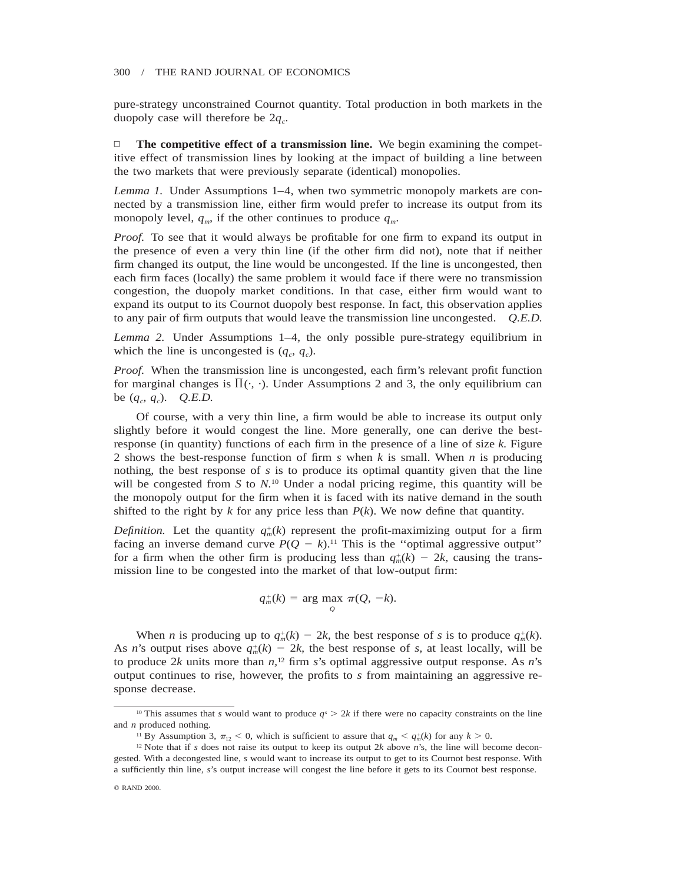pure-strategy unconstrained Cournot quantity. Total production in both markets in the duopoly case will therefore be $2q_c$.

□ **The competitive effect of a transmission line.** We begin examining the competitive effect of transmission lines by looking at the impact of building a line between the two markets that were previously separate (identical) monopolies.

*Lemma 1.* Under Assumptions 1–4, when two symmetric monopoly markets are connected by a transmission line, either firm would prefer to increase its output from its monopoly level, $q_m$, if the other continues to produce $q_m$.

*Proof.* To see that it would always be profitable for one firm to expand its output in the presence of even a very thin line (if the other firm did not), note that if neither firm changed its output, the line would be uncongested. If the line is uncongested, then each firm faces (locally) the same problem it would face if there were no transmission congestion, the duopoly market conditions. In that case, either firm would want to expand its output to its Cournot duopoly best response. In fact, this observation applies to any pair of firm outputs that would leave the transmission line uncongested. *Q.E.D.*

*Lemma 2.* Under Assumptions 1–4, the only possible pure-strategy equilibrium in which the line is uncongested is $(q_c, q_c)$.

*Proof.* When the transmission line is uncongested, each firm's relevant profit function for marginal changes is $\Pi(\cdot, \cdot)$. Under Assumptions 2 and 3, the only equilibrium can be $(q_c, q_c)$. *Q.E.D.*

Of course, with a very thin line, a firm would be able to increase its output only slightly before it would congest the line. More generally, one can derive the best-response (in quantity) functions of each firm in the presence of a line of size $k$. Figure 2 shows the best-response function of firm $s$ when $k$ is small. When $n$ is producing nothing, the best response of $s$ is to produce its optimal quantity given that the line will be congested from $S$ to $N$.[10] Under a nodal pricing regime, this quantity will be the monopoly output for the firm when it is faced with its native demand in the south shifted to the right by $k$ for any price less than $P(k)$. We now define that quantity.

*Definition.* Let the quantity $q_m^+(k)$ represent the profit-maximizing output for a firm facing an inverse demand curve $P(Q - k)$.[11] This is the "optimal aggressive output" for a firm when the other firm is producing less than $q_m^+(k) - 2k$, causing the transmission line to be congested into the market of that low-output firm:

$$q_m^+(k) = \arg\max_{Q} \pi(Q, -k).$$

When $n$ is producing up to $q_m^+(k) - 2k$, the best response of $s$ is to produce $q_m^+(k)$. As $n$'s output rises above $q_m^+(k) - 2k$, the best response of $s$, at least locally, will be to produce $2k$ units more than $n$,[12] firm $s$'s optimal aggressive output response. As $n$'s output continues to rise, however, the profits to $s$ from maintaining an aggressive response decrease.

[10] This assumes that $s$ would want to produce $q^s > 2k$ if there were no capacity constraints on the line and $n$ produced nothing.

[11] By Assumption 3, $\pi_{12} < 0$, which is sufficient to assure that $q_m < q_m^+(k)$ for any $k > 0$.

[12] Note that if $s$ does not raise its output to keep its output $2k$ above $n$'s, the line will become decongested. With a decongested line, $s$ would want to increase its output to get to its Cournot best response. With a sufficiently thin line, $s$'s output increase will congest the line before it gets to its Cournot best response.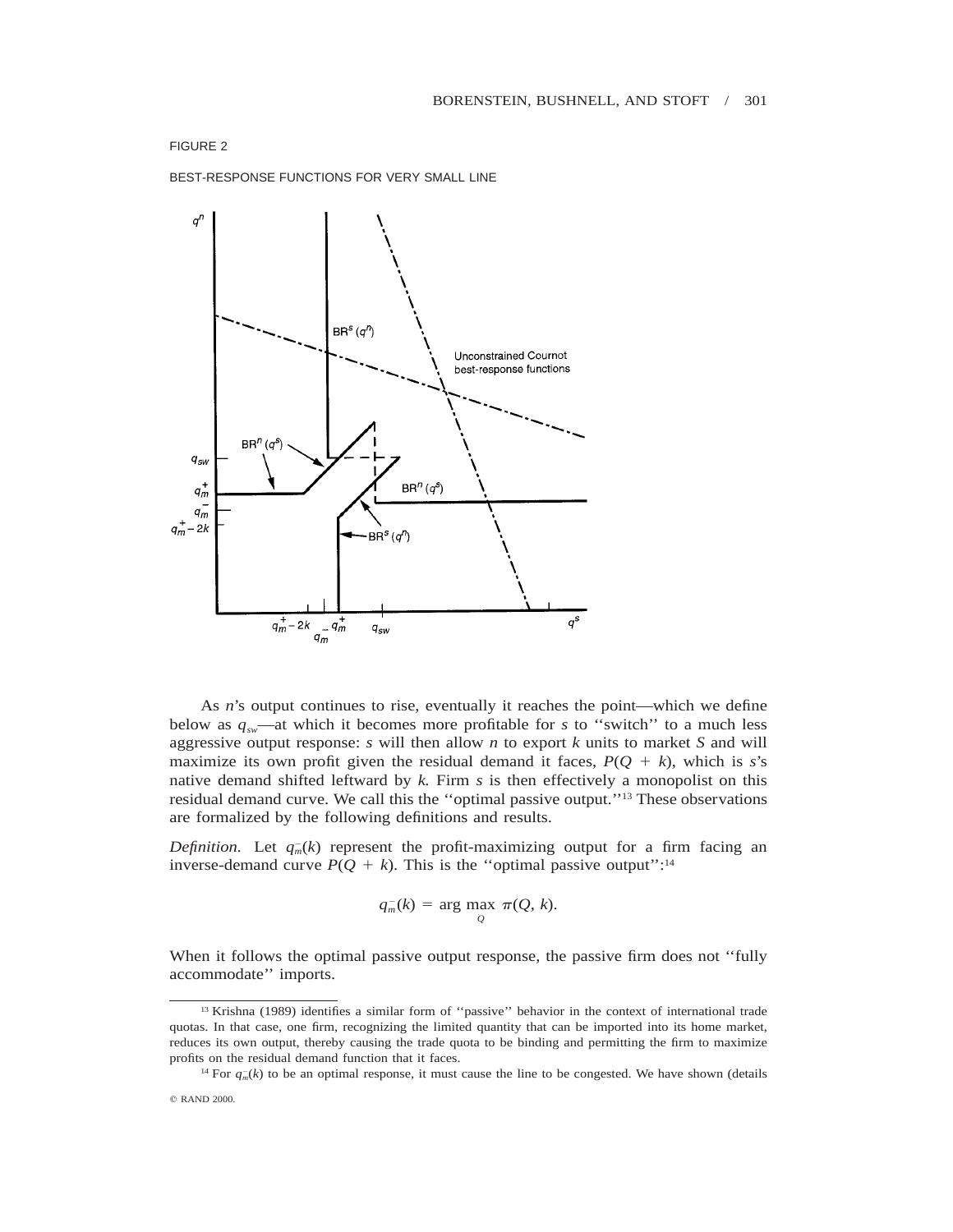FIGURE 2

BEST-RESPONSE FUNCTIONS FOR VERY SMALL LINE

As $n$'s output continues to rise, eventually it reaches the point—which we define below as $q_{sw}$—at which it becomes more profitable for $s$ to ''switch'' to a much less aggressive output response: $s$ will then allow $n$ to export $k$ units to market $S$ and will maximize its own profit given the residual demand it faces, $P(Q + k)$, which is $s$'s native demand shifted leftward by $k$. Firm $s$ is then effectively a monopolist on this residual demand curve. We call this the ''optimal passive output.''[13] These observations are formalized by the following definitions and results.

*Definition.* Let $q_m^-(k)$ represent the profit-maximizing output for a firm facing an inverse-demand curve $P(Q + k)$. This is the ''optimal passive output'':[14]

$$q_m^-(k) = \arg\max_Q \pi(Q, k).$$

When it follows the optimal passive output response, the passive firm does not ''fully accommodate'' imports.

[13] Krishna (1989) identifies a similar form of ''passive'' behavior in the context of international trade quotas. In that case, one firm, recognizing the limited quantity that can be imported into its home market, reduces its own output, thereby causing the trade quota to be binding and permitting the firm to maximize profits on the residual demand function that it faces.

[14] For $q_m^-(k)$ to be an optimal response, it must cause the line to be congested. We have shown (details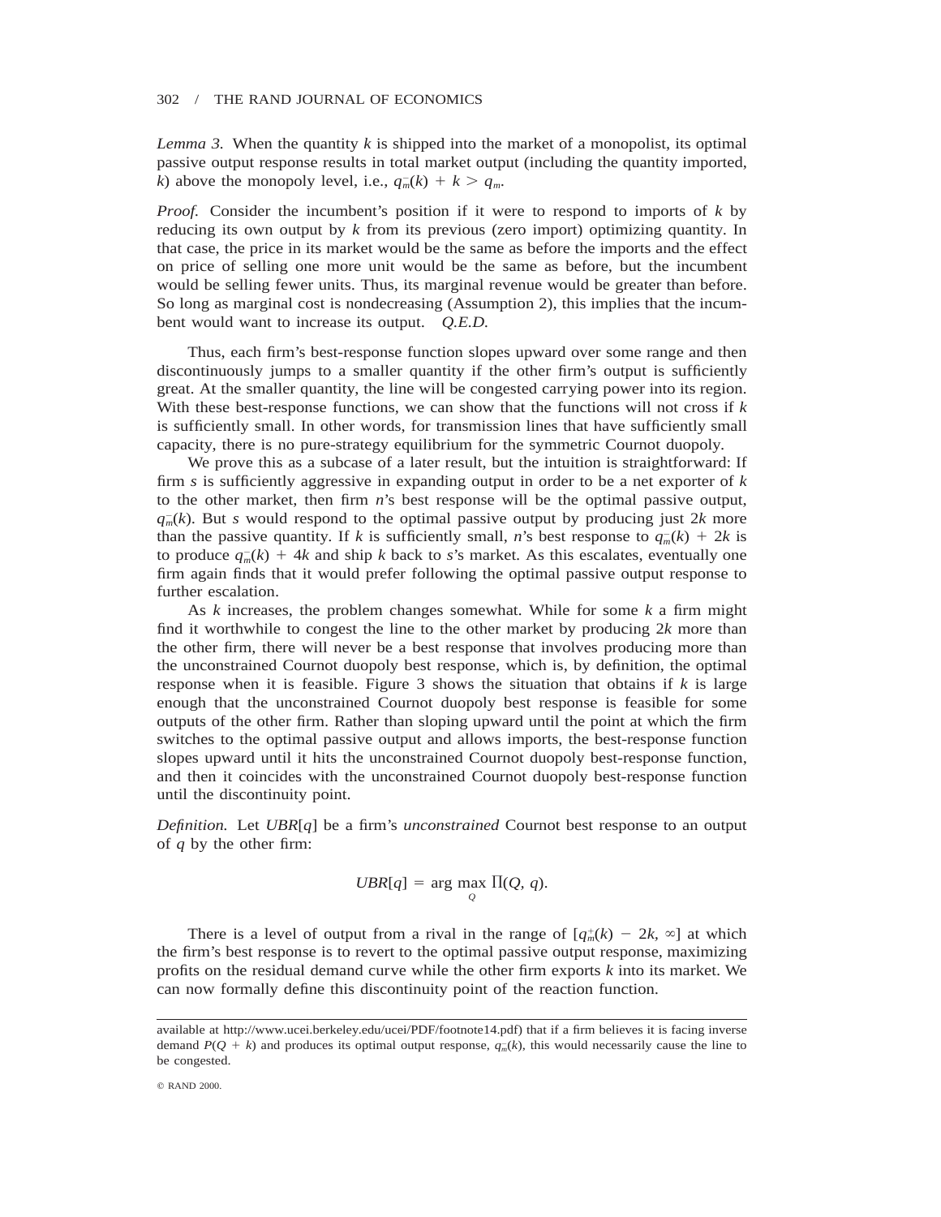*Lemma 3.* When the quantity $k$ is shipped into the market of a monopolist, its optimal passive output response results in total market output (including the quantity imported, $k$) above the monopoly level, i.e., $q_m^-(k) + k > q_m$.

*Proof.* Consider the incumbent's position if it were to respond to imports of $k$ by reducing its own output by $k$ from its previous (zero import) optimizing quantity. In that case, the price in its market would be the same as before the imports and the effect on price of selling one more unit would be the same as before, but the incumbent would be selling fewer units. Thus, its marginal revenue would be greater than before. So long as marginal cost is nondecreasing (Assumption 2), this implies that the incumbent would want to increase its output. *Q.E.D.*

Thus, each firm's best-response function slopes upward over some range and then discontinuously jumps to a smaller quantity if the other firm's output is sufficiently great. At the smaller quantity, the line will be congested carrying power into its region. With these best-response functions, we can show that the functions will not cross if $k$ is sufficiently small. In other words, for transmission lines that have sufficiently small capacity, there is no pure-strategy equilibrium for the symmetric Cournot duopoly.

We prove this as a subcase of a later result, but the intuition is straightforward: If firm $s$ is sufficiently aggressive in expanding output in order to be a net exporter of $k$ to the other market, then firm $n$'s best response will be the optimal passive output, $q_m^-(k)$. But $s$ would respond to the optimal passive output by producing just $2k$ more than the passive quantity. If $k$ is sufficiently small, $n$'s best response to $q_m^-(k) + 2k$ is to produce $q_m^-(k) + 4k$ and ship $k$ back to $s$'s market. As this escalates, eventually one firm again finds that it would prefer following the optimal passive output response to further escalation.

As $k$ increases, the problem changes somewhat. While for some $k$ a firm might find it worthwhile to congest the line to the other market by producing $2k$ more than the other firm, there will never be a best response that involves producing more than the unconstrained Cournot duopoly best response, which is, by definition, the optimal response when it is feasible. Figure 3 shows the situation that obtains if $k$ is large enough that the unconstrained Cournot duopoly best response is feasible for some outputs of the other firm. Rather than sloping upward until the point at which the firm switches to the optimal passive output and allows imports, the best-response function slopes upward until it hits the unconstrained Cournot duopoly best-response function, and then it coincides with the unconstrained Cournot duopoly best-response function until the discontinuity point.

*Definition.* Let $UBR[q]$ be a firm's *unconstrained* Cournot best response to an output of $q$ by the other firm:

$$UBR[q] = \arg\max_{Q} \Pi(Q, q).$$

There is a level of output from a rival in the range of $[q_m^+(k) - 2k, \infty]$ at which the firm's best response is to revert to the optimal passive output response, maximizing profits on the residual demand curve while the other firm exports $k$ into its market. We can now formally define this discontinuity point of the reaction function.

available at http://www.ucei.berkeley.edu/ucei/PDF/footnote14.pdf) that if a firm believes it is facing inverse demand $P(Q + k)$ and produces its optimal output response, $q_m^-(k)$, this would necessarily cause the line to be congested.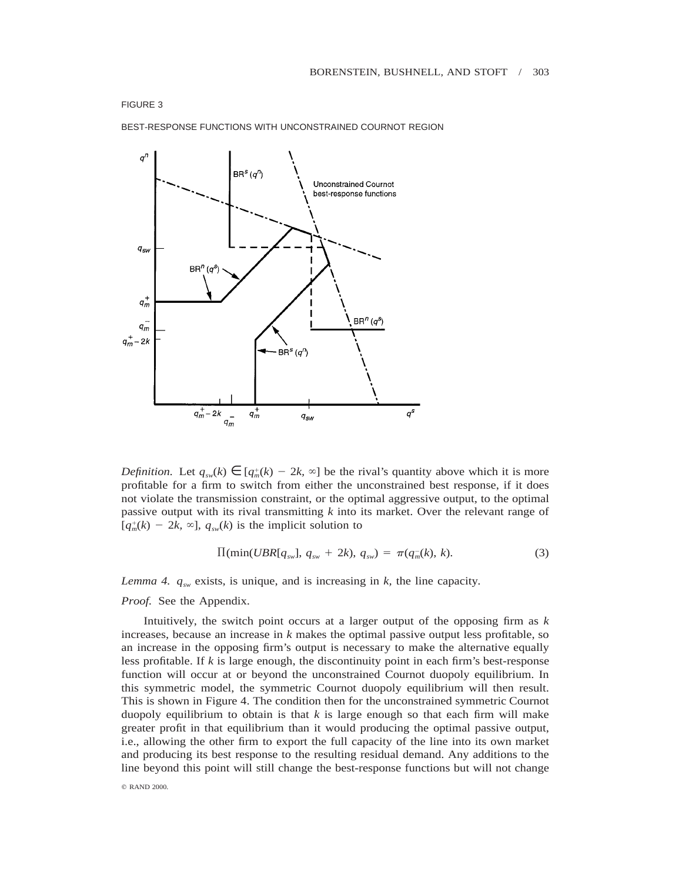FIGURE 3

BEST-RESPONSE FUNCTIONS WITH UNCONSTRAINED COURNOT REGION

*Definition.* Let $q_{sw}(k) \in [q_m^+(k) - 2k, \infty]$ be the rival's quantity above which it is more profitable for a firm to switch from either the unconstrained best response, if it does not violate the transmission constraint, or the optimal aggressive output, to the optimal passive output with its rival transmitting $k$ into its market. Over the relevant range of $[q_m^+(k) - 2k, \infty]$, $q_{sw}(k)$ is the implicit solution to

$$\Pi(\min(UBR[q_{sw}], q_{sw} + 2k), q_{sw}) = \pi(q_m^-(k), k). \tag{3}$$

*Lemma 4.* $q_{sw}$ exists, is unique, and is increasing in $k$, the line capacity.

*Proof.* See the Appendix.

Intuitively, the switch point occurs at a larger output of the opposing firm as $k$ increases, because an increase in $k$ makes the optimal passive output less profitable, so an increase in the opposing firm's output is necessary to make the alternative equally less profitable. If $k$ is large enough, the discontinuity point in each firm's best-response function will occur at or beyond the unconstrained Cournot duopoly equilibrium. In this symmetric model, the symmetric Cournot duopoly equilibrium will then result. This is shown in Figure 4. The condition then for the unconstrained symmetric Cournot duopoly equilibrium to obtain is that $k$ is large enough so that each firm will make greater profit in that equilibrium than it would producing the optimal passive output, i.e., allowing the other firm to export the full capacity of the line into its own market and producing its best response to the resulting residual demand. Any additions to the line beyond this point will still change the best-response functions but will not change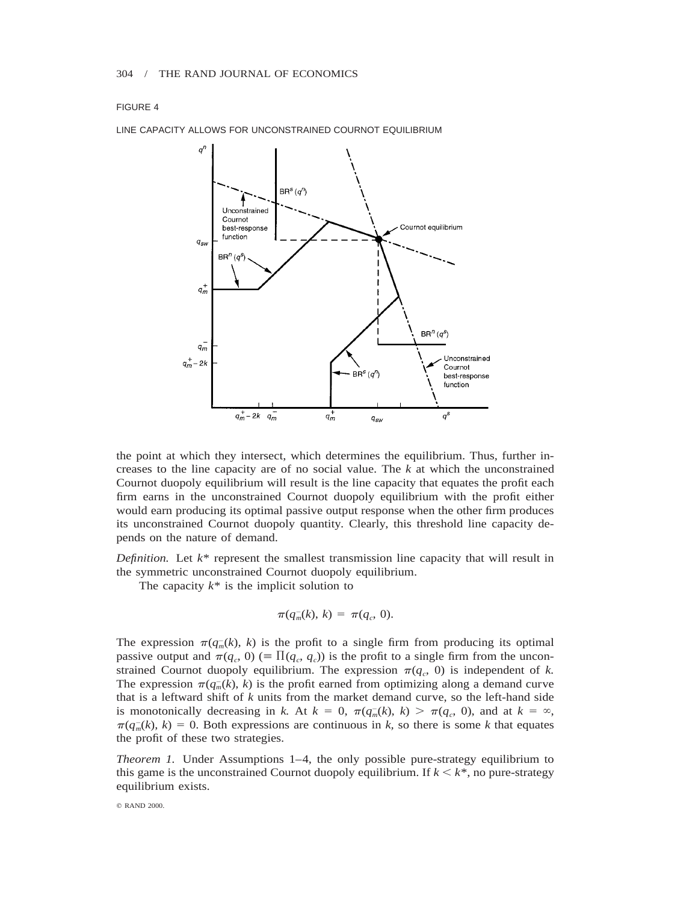FIGURE 4

LINE CAPACITY ALLOWS FOR UNCONSTRAINED COURNOT EQUILIBRIUM

the point at which they intersect, which determines the equilibrium. Thus, further increases to the line capacity are of no social value. The $k$ at which the unconstrained Cournot duopoly equilibrium will result is the line capacity that equates the profit each firm earns in the unconstrained Cournot duopoly equilibrium with the profit either would earn producing its optimal passive output response when the other firm produces its unconstrained Cournot duopoly quantity. Clearly, this threshold line capacity depends on the nature of demand.

*Definition.* Let $k^*$ represent the smallest transmission line capacity that will result in the symmetric unconstrained Cournot duopoly equilibrium.

The capacity $k^*$ is the implicit solution to

$$\pi(q_m^-(k), k) = \pi(q_c, 0).$$

The expression $\pi(q_m^-(k), k)$ is the profit to a single firm from producing its optimal passive output and $\pi(q_c, 0)$ ($\equiv \Pi(q_c, q_c)$) is the profit to a single firm from the unconstrained Cournot duopoly equilibrium. The expression $\pi(q_c, 0)$ is independent of $k$. The expression $\pi(q_m^-(k), k)$ is the profit earned from optimizing along a demand curve that is a leftward shift of $k$ units from the market demand curve, so the left-hand side is monotonically decreasing in $k$. At $k = 0$, $\pi(q_m^-(k), k) > \pi(q_c, 0)$, and at $k = \infty$, $\pi(q_m^-(k), k) = 0$. Both expressions are continuous in $k$, so there is some $k$ that equates the profit of these two strategies.

*Theorem 1.* Under Assumptions 1–4, the only possible pure-strategy equilibrium to this game is the unconstrained Cournot duopoly equilibrium. If $k < k^*$, no pure-strategy equilibrium exists.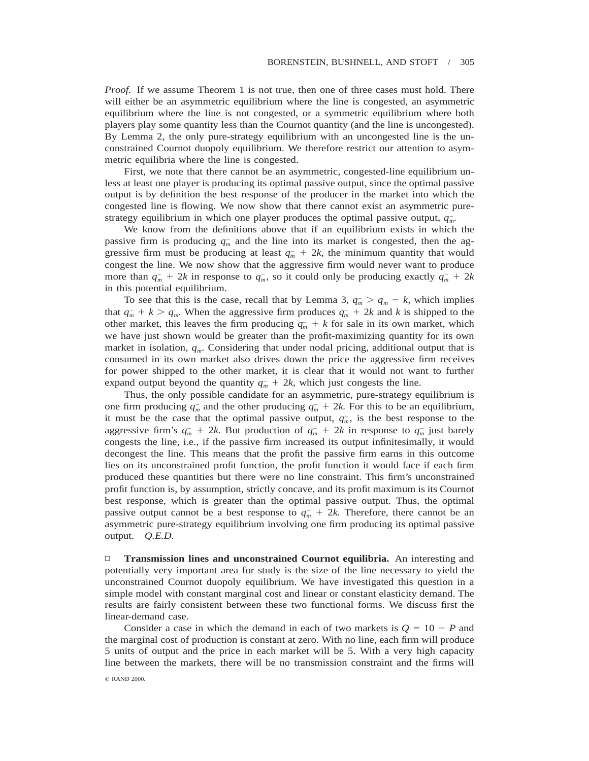*Proof.* If we assume Theorem 1 is not true, then one of three cases must hold. There will either be an asymmetric equilibrium where the line is congested, an asymmetric equilibrium where the line is not congested, or a symmetric equilibrium where both players play some quantity less than the Cournot quantity (and the line is uncongested). By Lemma 2, the only pure-strategy equilibrium with an uncongested line is the unconstrained Cournot duopoly equilibrium. We therefore restrict our attention to asymmetric equilibria where the line is congested.

First, we note that there cannot be an asymmetric, congested-line equilibrium unless at least one player is producing its optimal passive output, since the optimal passive output is by definition the best response of the producer in the market into which the congested line is flowing. We now show that there cannot exist an asymmetric pure-strategy equilibrium in which one player produces the optimal passive output, $q_m^-$.

We know from the definitions above that if an equilibrium exists in which the passive firm is producing $q_m^-$ and the line into its market is congested, then the aggressive firm must be producing at least $q_m^- + 2k$, the minimum quantity that would congest the line. We now show that the aggressive firm would never want to produce more than $q_m^- + 2k$ in response to $q_m^-$, so it could only be producing exactly $q_m^- + 2k$ in this potential equilibrium.

To see that this is the case, recall that by Lemma 3, $q_m^- > q_m - k$, which implies that $q_m^- + k > q_m$. When the aggressive firm produces $q_m^- + 2k$ and $k$ is shipped to the other market, this leaves the firm producing $q_m^- + k$ for sale in its own market, which we have just shown would be greater than the profit-maximizing quantity for its own market in isolation, $q_m$. Considering that under nodal pricing, additional output that is consumed in its own market also drives down the price the aggressive firm receives for power shipped to the other market, it is clear that it would not want to further expand output beyond the quantity $q_m^- + 2k$, which just congests the line.

Thus, the only possible candidate for an asymmetric, pure-strategy equilibrium is one firm producing $q_m^-$ and the other producing $q_m^- + 2k$. For this to be an equilibrium, it must be the case that the optimal passive output, $q_m^-$, is the best response to the aggressive firm's $q_m^- + 2k$. But production of $q_m^- + 2k$ in response to $q_m^-$ just barely congests the line, i.e., if the passive firm increased its output infinitesimally, it would decongest the line. This means that the profit the passive firm earns in this outcome lies on its unconstrained profit function, the profit function it would face if each firm produced these quantities but there were no line constraint. This firm's unconstrained profit function is, by assumption, strictly concave, and its profit maximum is its Cournot best response, which is greater than the optimal passive output. Thus, the optimal passive output cannot be a best response to $q_m^- + 2k$. Therefore, there cannot be an asymmetric pure-strategy equilibrium involving one firm producing its optimal passive output. *Q.E.D.*

□ **Transmission lines and unconstrained Cournot equilibria.** An interesting and potentially very important area for study is the size of the line necessary to yield the unconstrained Cournot duopoly equilibrium. We have investigated this question in a simple model with constant marginal cost and linear or constant elasticity demand. The results are fairly consistent between these two functional forms. We discuss first the linear-demand case.

Consider a case in which the demand in each of two markets is $Q = 10 - P$ and the marginal cost of production is constant at zero. With no line, each firm will produce 5 units of output and the price in each market will be 5. With a very high capacity line between the markets, there will be no transmission constraint and the firms will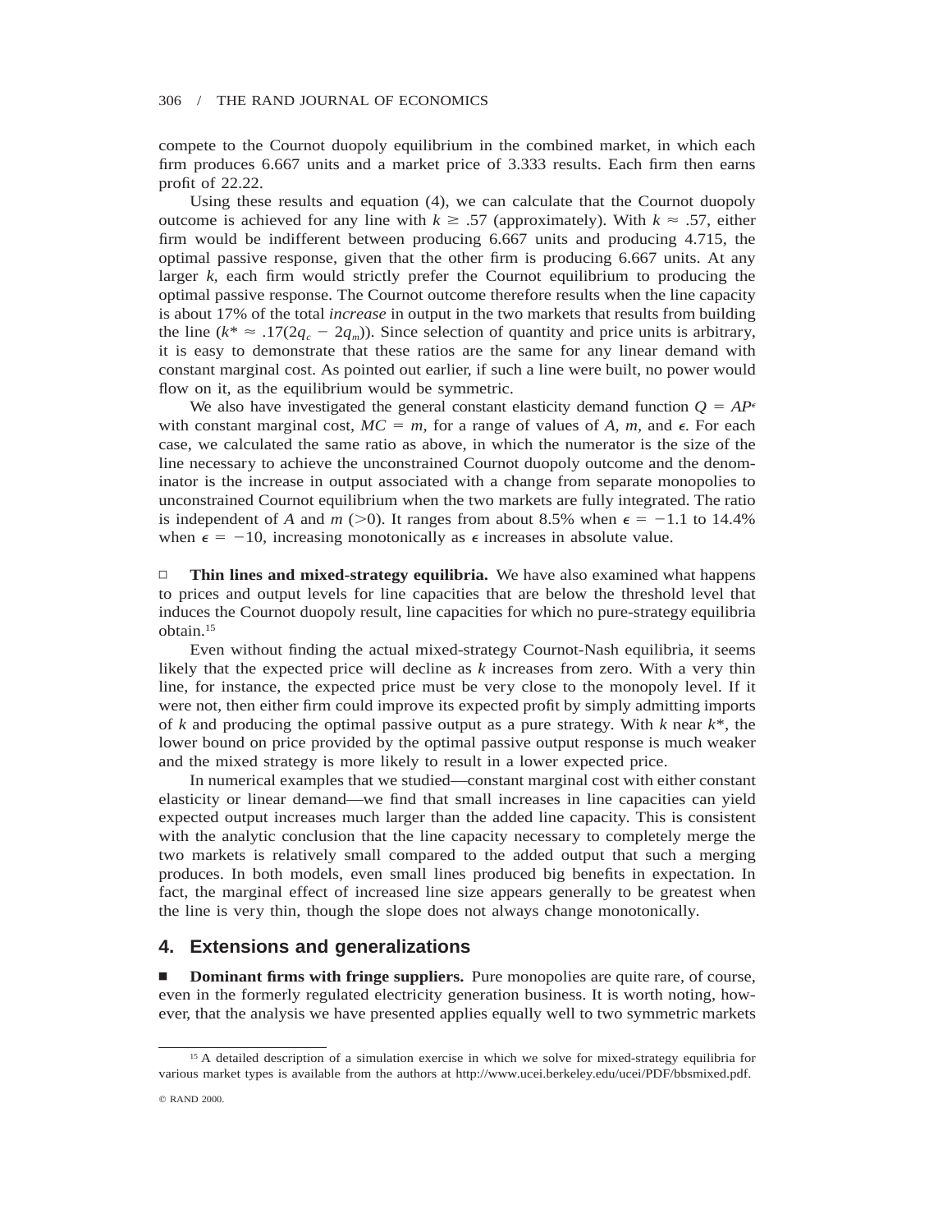compete to the Cournot duopoly equilibrium in the combined market, in which each firm produces 6.667 units and a market price of 3.333 results. Each firm then earns profit of 22.22.

Using these results and equation (4), we can calculate that the Cournot duopoly outcome is achieved for any line with $k \geq .57$ (approximately). With $k \approx .57$, either firm would be indifferent between producing 6.667 units and producing 4.715, the optimal passive response, given that the other firm is producing 6.667 units. At any larger $k$, each firm would strictly prefer the Cournot equilibrium to producing the optimal passive response. The Cournot outcome therefore results when the line capacity is about 17% of the total *increase* in output in the two markets that results from building the line ($k^* \approx .17(2q_c - 2q_m)$). Since selection of quantity and price units is arbitrary, it is easy to demonstrate that these ratios are the same for any linear demand with constant marginal cost. As pointed out earlier, if such a line were built, no power would flow on it, as the equilibrium would be symmetric.

We also have investigated the general constant elasticity demand function $Q = AP^{\epsilon}$ with constant marginal cost, $MC = m$, for a range of values of $A$, $m$, and $\epsilon$. For each case, we calculated the same ratio as above, in which the numerator is the size of the line necessary to achieve the unconstrained Cournot duopoly outcome and the denominator is the increase in output associated with a change from separate monopolies to unconstrained Cournot equilibrium when the two markets are fully integrated. The ratio is independent of $A$ and $m$ ($>0$). It ranges from about 8.5% when $\epsilon = -1.1$ to 14.4% when $\epsilon = -10$, increasing monotonically as $\epsilon$ increases in absolute value.

□ **Thin lines and mixed-strategy equilibria.** We have also examined what happens to prices and output levels for line capacities that are below the threshold level that induces the Cournot duopoly result, line capacities for which no pure-strategy equilibria obtain.[15]

Even without finding the actual mixed-strategy Cournot-Nash equilibria, it seems likely that the expected price will decline as $k$ increases from zero. With a very thin line, for instance, the expected price must be very close to the monopoly level. If it were not, then either firm could improve its expected profit by simply admitting imports of $k$ and producing the optimal passive output as a pure strategy. With $k$ near $k^*$, the lower bound on price provided by the optimal passive output response is much weaker and the mixed strategy is more likely to result in a lower expected price.

In numerical examples that we studied—constant marginal cost with either constant elasticity or linear demand—we find that small increases in line capacities can yield expected output increases much larger than the added line capacity. This is consistent with the analytic conclusion that the line capacity necessary to completely merge the two markets is relatively small compared to the added output that such a merging produces. In both models, even small lines produced big benefits in expectation. In fact, the marginal effect of increased line size appears generally to be greatest when the line is very thin, though the slope does not always change monotonically.

## 4. Extensions and generalizations

■ **Dominant firms with fringe suppliers.** Pure monopolies are quite rare, of course, even in the formerly regulated electricity generation business. It is worth noting, however, that the analysis we have presented applies equally well to two symmetric markets

[15] A detailed description of a simulation exercise in which we solve for mixed-strategy equilibria for various market types is available from the authors at http://www.ucei.berkeley.edu/ucei/PDF/bbsmixed.pdf.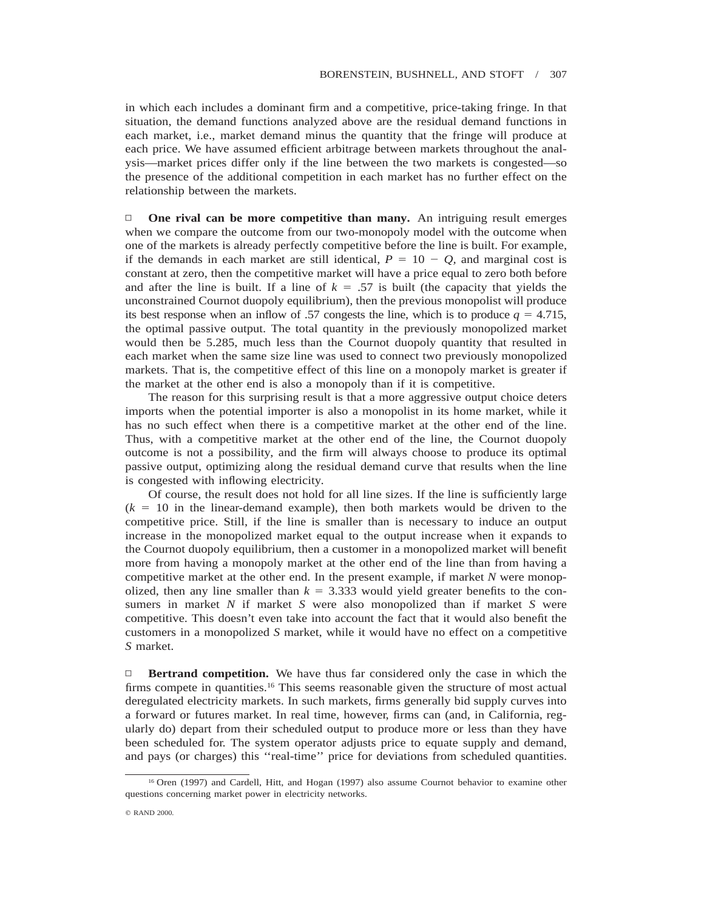in which each includes a dominant firm and a competitive, price-taking fringe. In that situation, the demand functions analyzed above are the residual demand functions in each market, i.e., market demand minus the quantity that the fringe will produce at each price. We have assumed efficient arbitrage between markets throughout the analysis—market prices differ only if the line between the two markets is congested—so the presence of the additional competition in each market has no further effect on the relationship between the markets.

**One rival can be more competitive than many.** An intriguing result emerges when we compare the outcome from our two-monopoly model with the outcome when one of the markets is already perfectly competitive before the line is built. For example, if the demands in each market are still identical, $P = 10 - Q$, and marginal cost is constant at zero, then the competitive market will have a price equal to zero both before and after the line is built. If a line of $k = .57$ is built (the capacity that yields the unconstrained Cournot duopoly equilibrium), then the previous monopolist will produce its best response when an inflow of .57 congests the line, which is to produce $q = 4.715$, the optimal passive output. The total quantity in the previously monopolized market would then be 5.285, much less than the Cournot duopoly quantity that resulted in each market when the same size line was used to connect two previously monopolized markets. That is, the competitive effect of this line on a monopoly market is greater if the market at the other end is also a monopoly than if it is competitive.

The reason for this surprising result is that a more aggressive output choice deters imports when the potential importer is also a monopolist in its home market, while it has no such effect when there is a competitive market at the other end of the line. Thus, with a competitive market at the other end of the line, the Cournot duopoly outcome is not a possibility, and the firm will always choose to produce its optimal passive output, optimizing along the residual demand curve that results when the line is congested with inflowing electricity.

Of course, the result does not hold for all line sizes. If the line is sufficiently large ($k = 10$ in the linear-demand example), then both markets would be driven to the competitive price. Still, if the line is smaller than is necessary to induce an output increase in the monopolized market equal to the output increase when it expands to the Cournot duopoly equilibrium, then a customer in a monopolized market will benefit more from having a monopoly market at the other end of the line than from having a competitive market at the other end. In the present example, if market $N$ were monopolized, then any line smaller than $k = 3.333$ would yield greater benefits to the consumers in market $N$ if market $S$ were also monopolized than if market $S$ were competitive. This doesn't even take into account the fact that it would also benefit the customers in a monopolized $S$ market, while it would have no effect on a competitive $S$ market.

**Bertrand competition.** We have thus far considered only the case in which the firms compete in quantities.[16] This seems reasonable given the structure of most actual deregulated electricity markets. In such markets, firms generally bid supply curves into a forward or futures market. In real time, however, firms can (and, in California, regularly do) depart from their scheduled output to produce more or less than they have been scheduled for. The system operator adjusts price to equate supply and demand, and pays (or charges) this ''real-time'' price for deviations from scheduled quantities.

[16] Oren (1997) and Cardell, Hitt, and Hogan (1997) also assume Cournot behavior to examine other questions concerning market power in electricity networks.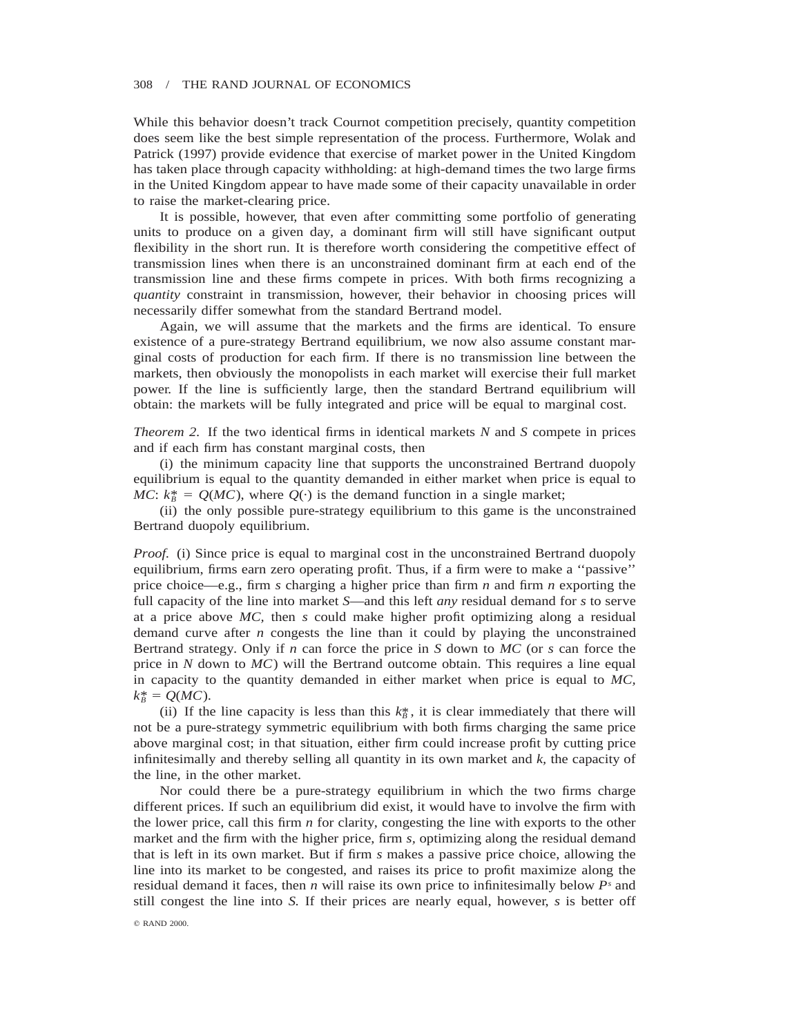While this behavior doesn't track Cournot competition precisely, quantity competition does seem like the best simple representation of the process. Furthermore, Wolak and Patrick (1997) provide evidence that exercise of market power in the United Kingdom has taken place through capacity withholding: at high-demand times the two large firms in the United Kingdom appear to have made some of their capacity unavailable in order to raise the market-clearing price.

It is possible, however, that even after committing some portfolio of generating units to produce on a given day, a dominant firm will still have significant output flexibility in the short run. It is therefore worth considering the competitive effect of transmission lines when there is an unconstrained dominant firm at each end of the transmission line and these firms compete in prices. With both firms recognizing a *quantity* constraint in transmission, however, their behavior in choosing prices will necessarily differ somewhat from the standard Bertrand model.

Again, we will assume that the markets and the firms are identical. To ensure existence of a pure-strategy Bertrand equilibrium, we now also assume constant marginal costs of production for each firm. If there is no transmission line between the markets, then obviously the monopolists in each market will exercise their full market power. If the line is sufficiently large, then the standard Bertrand equilibrium will obtain: the markets will be fully integrated and price will be equal to marginal cost.

*Theorem 2.* If the two identical firms in identical markets $N$ and $S$ compete in prices and if each firm has constant marginal costs, then

(i) the minimum capacity line that supports the unconstrained Bertrand duopoly equilibrium is equal to the quantity demanded in either market when price is equal to $MC$: $k_B^* = Q(MC)$, where $Q(\cdot)$ is the demand function in a single market;

(ii) the only possible pure-strategy equilibrium to this game is the unconstrained Bertrand duopoly equilibrium.

*Proof.* (i) Since price is equal to marginal cost in the unconstrained Bertrand duopoly equilibrium, firms earn zero operating profit. Thus, if a firm were to make a ''passive'' price choice—e.g., firm $s$ charging a higher price than firm $n$ and firm $n$ exporting the full capacity of the line into market $S$—and this left *any* residual demand for $s$ to serve at a price above $MC$, then $s$ could make higher profit optimizing along a residual demand curve after $n$ congests the line than it could by playing the unconstrained Bertrand strategy. Only if $n$ can force the price in $S$ down to $MC$ (or $s$ can force the price in $N$ down to $MC$) will the Bertrand outcome obtain. This requires a line equal in capacity to the quantity demanded in either market when price is equal to $MC$, $k_B^* = Q(MC)$.

(ii) If the line capacity is less than this $k_B^*$, it is clear immediately that there will not be a pure-strategy symmetric equilibrium with both firms charging the same price above marginal cost; in that situation, either firm could increase profit by cutting price infinitesimally and thereby selling all quantity in its own market and $k$, the capacity of the line, in the other market.

Nor could there be a pure-strategy equilibrium in which the two firms charge different prices. If such an equilibrium did exist, it would have to involve the firm with the lower price, call this firm $n$ for clarity, congesting the line with exports to the other market and the firm with the higher price, firm $s$, optimizing along the residual demand that is left in its own market. But if firm $s$ makes a passive price choice, allowing the line into its market to be congested, and raises its price to profit maximize along the residual demand it faces, then $n$ will raise its own price to infinitesimally below $P^s$ and still congest the line into $S$. If their prices are nearly equal, however, $s$ is better off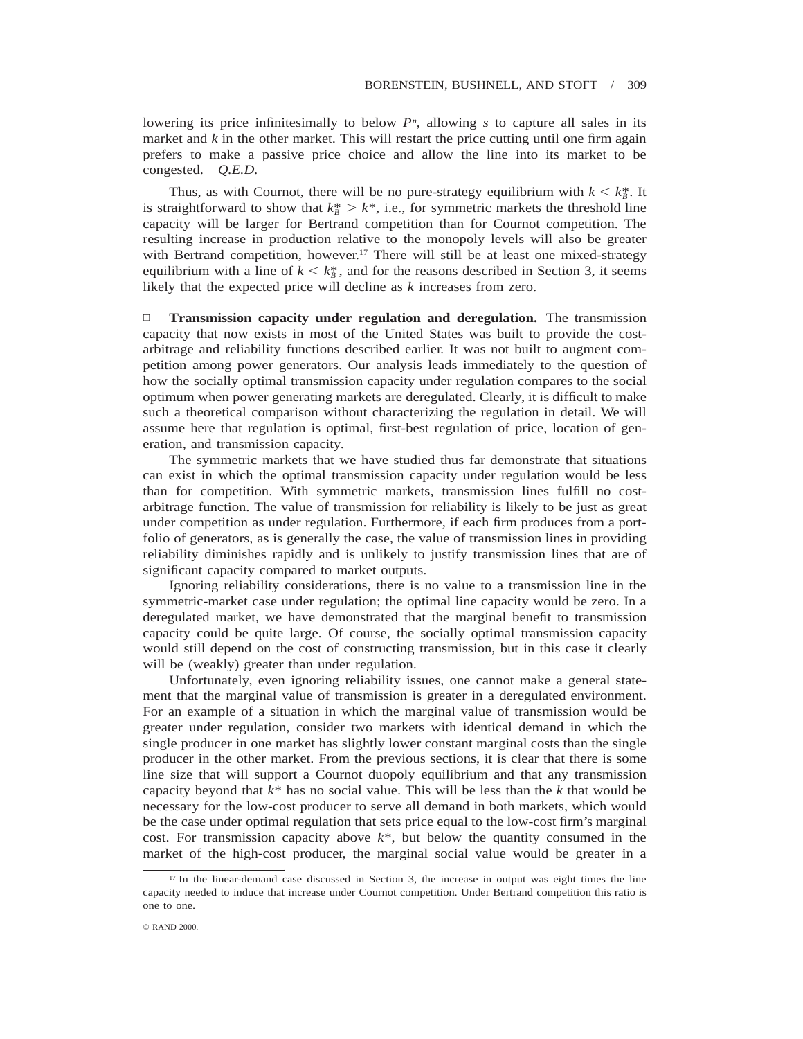lowering its price infinitesimally to below $P^n$, allowing $s$ to capture all sales in its market and $k$ in the other market. This will restart the price cutting until one firm again prefers to make a passive price choice and allow the line into its market to be congested. *Q.E.D.*

Thus, as with Cournot, there will be no pure-strategy equilibrium with $k < k_B^*$. It is straightforward to show that $k_B^* > k^*$, i.e., for symmetric markets the threshold line capacity will be larger for Bertrand competition than for Cournot competition. The resulting increase in production relative to the monopoly levels will also be greater with Bertrand competition, however.[17] There will still be at least one mixed-strategy equilibrium with a line of $k < k_B^*$, and for the reasons described in Section 3, it seems likely that the expected price will decline as $k$ increases from zero.

□ **Transmission capacity under regulation and deregulation.** The transmission capacity that now exists in most of the United States was built to provide the cost-arbitrage and reliability functions described earlier. It was not built to augment competition among power generators. Our analysis leads immediately to the question of how the socially optimal transmission capacity under regulation compares to the social optimum when power generating markets are deregulated. Clearly, it is difficult to make such a theoretical comparison without characterizing the regulation in detail. We will assume here that regulation is optimal, first-best regulation of price, location of generation, and transmission capacity.

The symmetric markets that we have studied thus far demonstrate that situations can exist in which the optimal transmission capacity under regulation would be less than for competition. With symmetric markets, transmission lines fulfill no cost-arbitrage function. The value of transmission for reliability is likely to be just as great under competition as under regulation. Furthermore, if each firm produces from a portfolio of generators, as is generally the case, the value of transmission lines in providing reliability diminishes rapidly and is unlikely to justify transmission lines that are of significant capacity compared to market outputs.

Ignoring reliability considerations, there is no value to a transmission line in the symmetric-market case under regulation; the optimal line capacity would be zero. In a deregulated market, we have demonstrated that the marginal benefit to transmission capacity could be quite large. Of course, the socially optimal transmission capacity would still depend on the cost of constructing transmission, but in this case it clearly will be (weakly) greater than under regulation.

Unfortunately, even ignoring reliability issues, one cannot make a general statement that the marginal value of transmission is greater in a deregulated environment. For an example of a situation in which the marginal value of transmission would be greater under regulation, consider two markets with identical demand in which the single producer in one market has slightly lower constant marginal costs than the single producer in the other market. From the previous sections, it is clear that there is some line size that will support a Cournot duopoly equilibrium and that any transmission capacity beyond that $k^*$ has no social value. This will be less than the $k$ that would be necessary for the low-cost producer to serve all demand in both markets, which would be the case under optimal regulation that sets price equal to the low-cost firm's marginal cost. For transmission capacity above $k^*$, but below the quantity consumed in the market of the high-cost producer, the marginal social value would be greater in a

[17] In the linear-demand case discussed in Section 3, the increase in output was eight times the line capacity needed to induce that increase under Cournot competition. Under Bertrand competition this ratio is one to one.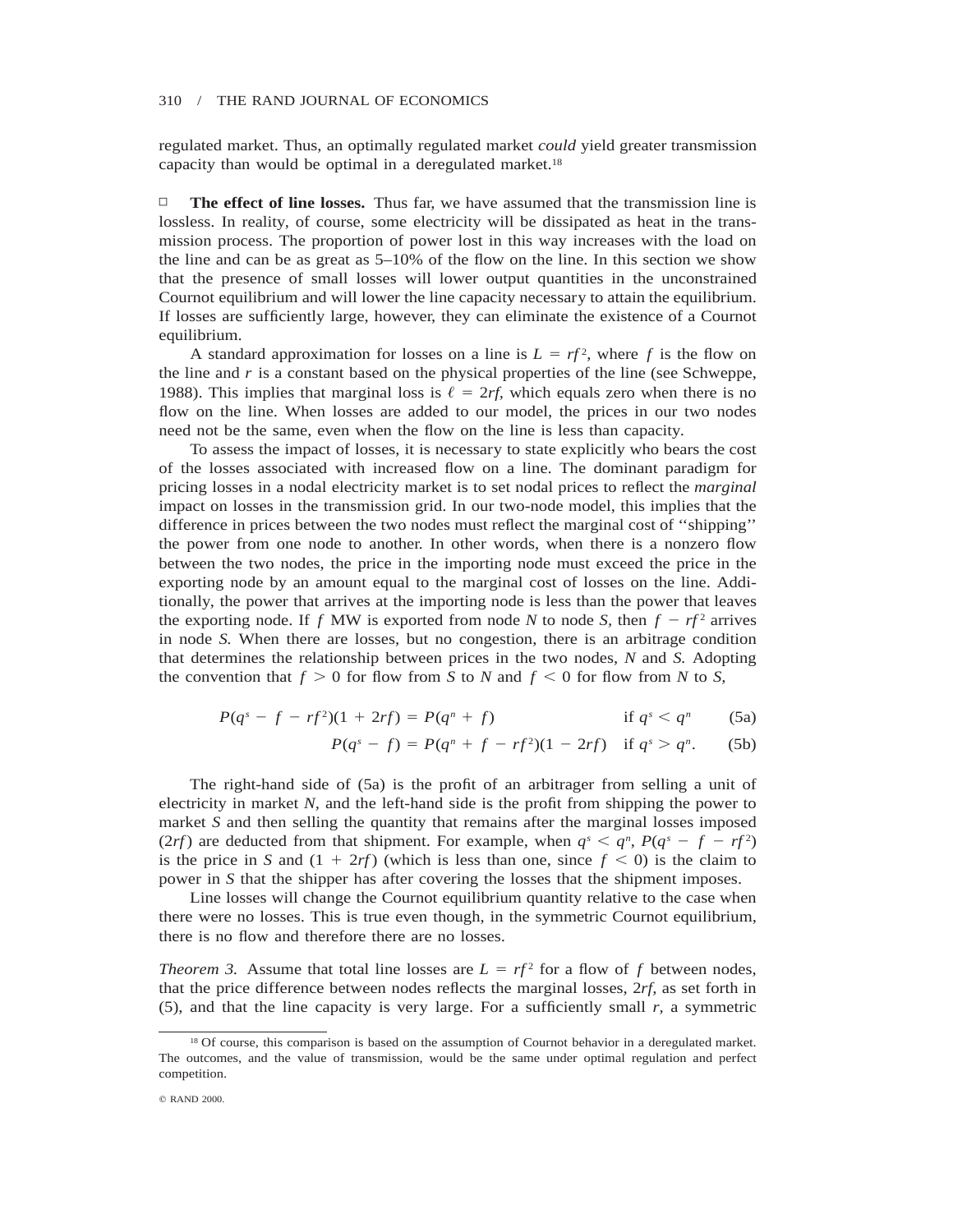regulated market. Thus, an optimally regulated market *could* yield greater transmission capacity than would be optimal in a deregulated market.[18]

□ **The effect of line losses.** Thus far, we have assumed that the transmission line is lossless. In reality, of course, some electricity will be dissipated as heat in the transmission process. The proportion of power lost in this way increases with the load on the line and can be as great as 5–10% of the flow on the line. In this section we show that the presence of small losses will lower output quantities in the unconstrained Cournot equilibrium and will lower the line capacity necessary to attain the equilibrium. If losses are sufficiently large, however, they can eliminate the existence of a Cournot equilibrium.

A standard approximation for losses on a line is $L = rf^2$, where $f$ is the flow on the line and $r$ is a constant based on the physical properties of the line (see Schweppe, 1988). This implies that marginal loss is $\ell = 2rf$, which equals zero when there is no flow on the line. When losses are added to our model, the prices in our two nodes need not be the same, even when the flow on the line is less than capacity.

To assess the impact of losses, it is necessary to state explicitly who bears the cost of the losses associated with increased flow on a line. The dominant paradigm for pricing losses in a nodal electricity market is to set nodal prices to reflect the *marginal* impact on losses in the transmission grid. In our two-node model, this implies that the difference in prices between the two nodes must reflect the marginal cost of ''shipping'' the power from one node to another. In other words, when there is a nonzero flow between the two nodes, the price in the importing node must exceed the price in the exporting node by an amount equal to the marginal cost of losses on the line. Additionally, the power that arrives at the importing node is less than the power that leaves the exporting node. If $f$ MW is exported from node $N$ to node $S$, then $f - rf^2$ arrives in node $S$. When there are losses, but no congestion, there is an arbitrage condition that determines the relationship between prices in the two nodes, $N$ and $S$. Adopting the convention that $f > 0$ for flow from $S$ to $N$ and $f < 0$ for flow from $N$ to $S$,

$$P(q^s - f - rf^2)(1 + 2rf) = P(q^n + f) \qquad \text{if } q^s < q^n \qquad (5a)$$

$$P(q^s - f) = P(q^n + f - rf^2)(1 - 2rf) \quad \text{if } q^s > q^n. \qquad (5b)$$

The right-hand side of (5a) is the profit of an arbitrager from selling a unit of electricity in market $N$, and the left-hand side is the profit from shipping the power to market $S$ and then selling the quantity that remains after the marginal losses imposed ($2rf$) are deducted from that shipment. For example, when $q^s < q^n$, $P(q^s - f - rf^2)$ is the price in $S$ and $(1 + 2rf)$ (which is less than one, since $f < 0$) is the claim to power in $S$ that the shipper has after covering the losses that the shipment imposes.

Line losses will change the Cournot equilibrium quantity relative to the case when there were no losses. This is true even though, in the symmetric Cournot equilibrium, there is no flow and therefore there are no losses.

*Theorem 3.* Assume that total line losses are $L = rf^2$ for a flow of $f$ between nodes, that the price difference between nodes reflects the marginal losses, $2rf$, as set forth in (5), and that the line capacity is very large. For a sufficiently small $r$, a symmetric

[18] Of course, this comparison is based on the assumption of Cournot behavior in a deregulated market. The outcomes, and the value of transmission, would be the same under optimal regulation and perfect competition.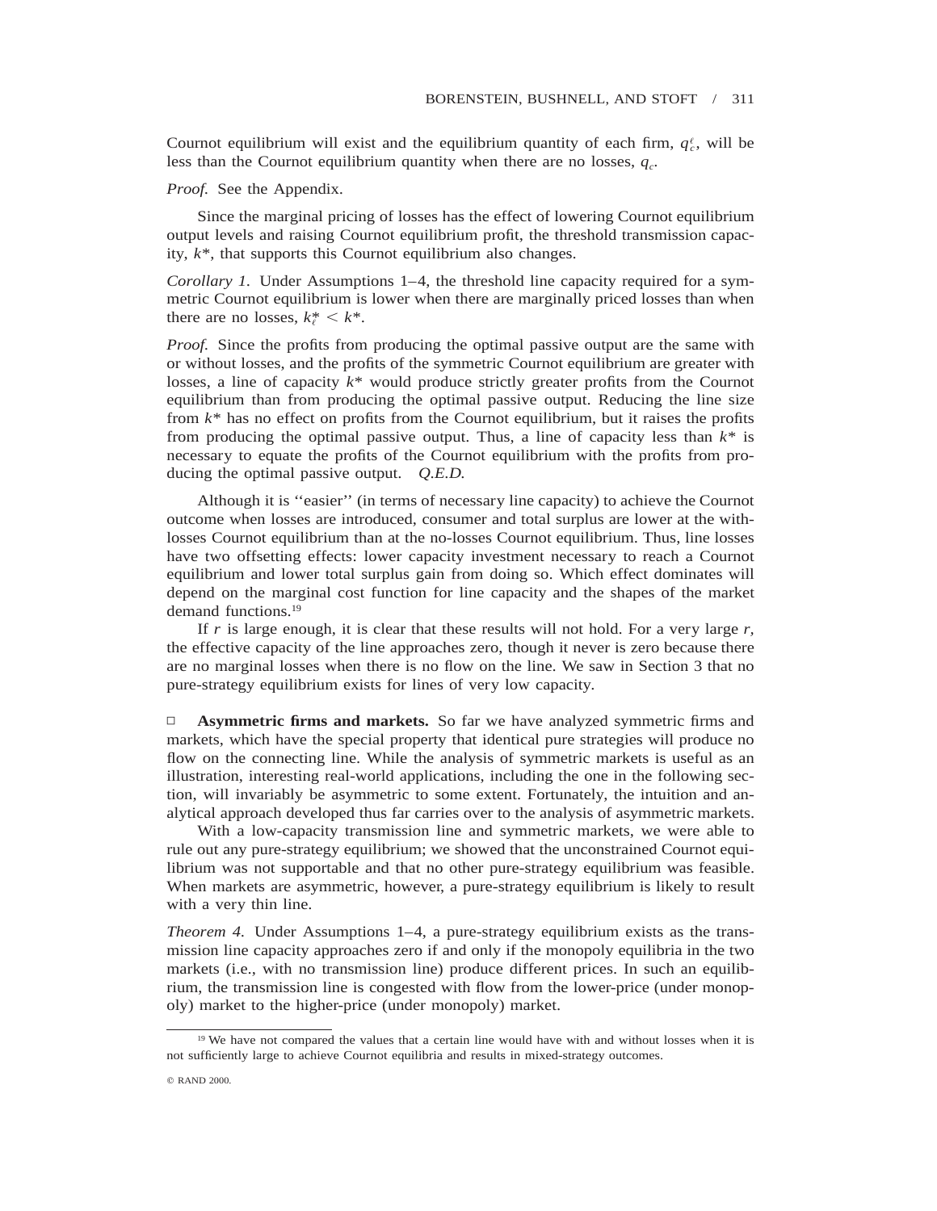Cournot equilibrium will exist and the equilibrium quantity of each firm, $q_c^\ell$, will be less than the Cournot equilibrium quantity when there are no losses, $q_c$.

*Proof.* See the Appendix.

Since the marginal pricing of losses has the effect of lowering Cournot equilibrium output levels and raising Cournot equilibrium profit, the threshold transmission capacity, $k^*$, that supports this Cournot equilibrium also changes.

*Corollary 1.* Under Assumptions 1–4, the threshold line capacity required for a symmetric Cournot equilibrium is lower when there are marginally priced losses than when there are no losses, $k_\ell^* < k^*$.

*Proof.* Since the profits from producing the optimal passive output are the same with or without losses, and the profits of the symmetric Cournot equilibrium are greater with losses, a line of capacity $k^*$ would produce strictly greater profits from the Cournot equilibrium than from producing the optimal passive output. Reducing the line size from $k^*$ has no effect on profits from the Cournot equilibrium, but it raises the profits from producing the optimal passive output. Thus, a line of capacity less than $k^*$ is necessary to equate the profits of the Cournot equilibrium with the profits from producing the optimal passive output. *Q.E.D.*

Although it is "easier" (in terms of necessary line capacity) to achieve the Cournot outcome when losses are introduced, consumer and total surplus are lower at the with-losses Cournot equilibrium than at the no-losses Cournot equilibrium. Thus, line losses have two offsetting effects: lower capacity investment necessary to reach a Cournot equilibrium and lower total surplus gain from doing so. Which effect dominates will depend on the marginal cost function for line capacity and the shapes of the market demand functions.[19]

If $r$ is large enough, it is clear that these results will not hold. For a very large $r$, the effective capacity of the line approaches zero, though it never is zero because there are no marginal losses when there is no flow on the line. We saw in Section 3 that no pure-strategy equilibrium exists for lines of very low capacity.

□ **Asymmetric firms and markets.** So far we have analyzed symmetric firms and markets, which have the special property that identical pure strategies will produce no flow on the connecting line. While the analysis of symmetric markets is useful as an illustration, interesting real-world applications, including the one in the following section, will invariably be asymmetric to some extent. Fortunately, the intuition and analytical approach developed thus far carries over to the analysis of asymmetric markets.

With a low-capacity transmission line and symmetric markets, we were able to rule out any pure-strategy equilibrium; we showed that the unconstrained Cournot equilibrium was not supportable and that no other pure-strategy equilibrium was feasible. When markets are asymmetric, however, a pure-strategy equilibrium is likely to result with a very thin line.

*Theorem 4.* Under Assumptions 1–4, a pure-strategy equilibrium exists as the transmission line capacity approaches zero if and only if the monopoly equilibria in the two markets (i.e., with no transmission line) produce different prices. In such an equilibrium, the transmission line is congested with flow from the lower-price (under monopoly) market to the higher-price (under monopoly) market.

[19] We have not compared the values that a certain line would have with and without losses when it is not sufficiently large to achieve Cournot equilibria and results in mixed-strategy outcomes.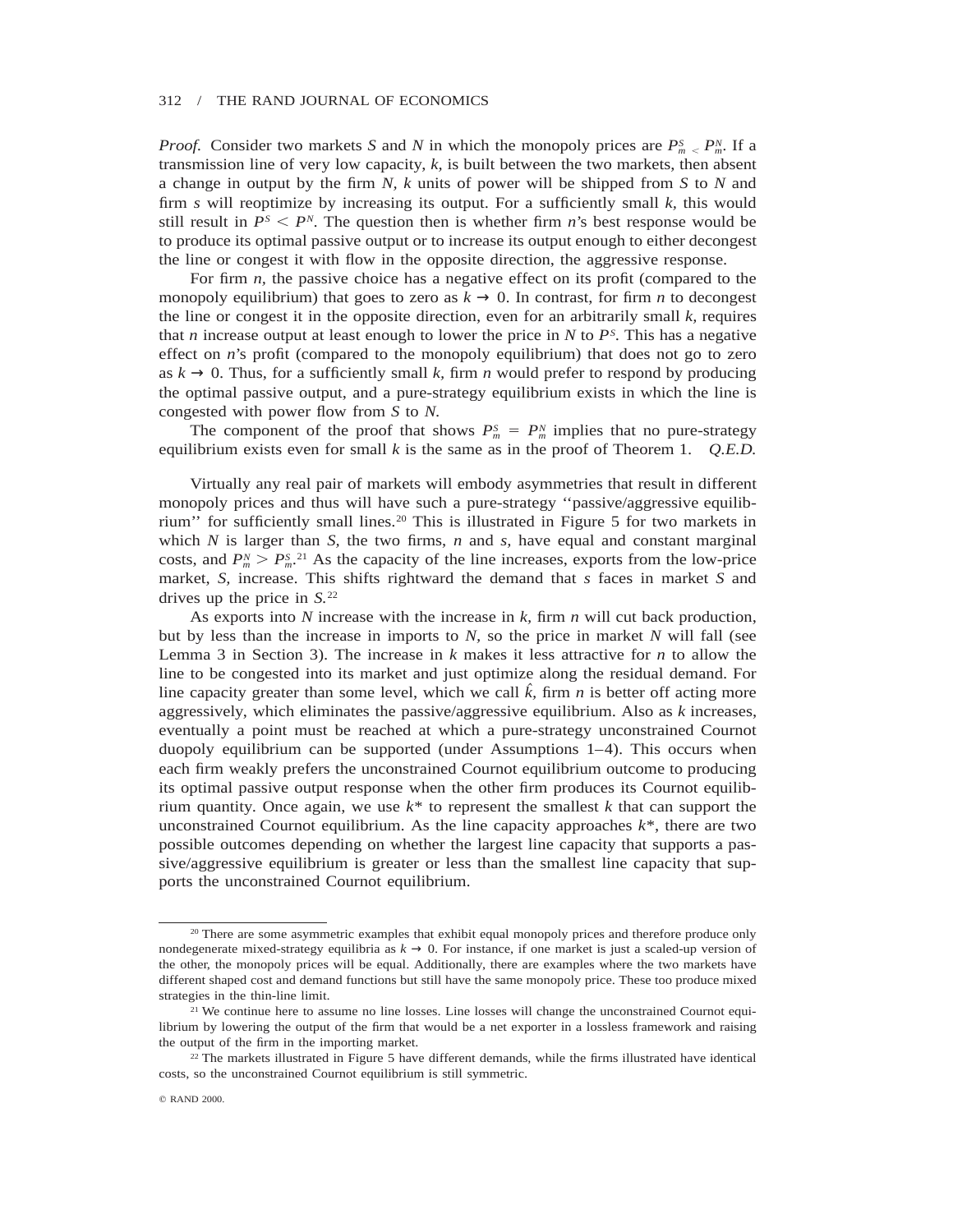*Proof.* Consider two markets $S$ and $N$ in which the monopoly prices are $P_m^S < P_m^N$. If a transmission line of very low capacity, $k$, is built between the two markets, then absent a change in output by the firm $N$, $k$ units of power will be shipped from $S$ to $N$ and firm $s$ will reoptimize by increasing its output. For a sufficiently small $k$, this would still result in $P^S < P^N$. The question then is whether firm $n$'s best response would be to produce its optimal passive output or to increase its output enough to either decongest the line or congest it with flow in the opposite direction, the aggressive response.

For firm $n$, the passive choice has a negative effect on its profit (compared to the monopoly equilibrium) that goes to zero as $k \rightarrow 0$. In contrast, for firm $n$ to decongest the line or congest it in the opposite direction, even for an arbitrarily small $k$, requires that $n$ increase output at least enough to lower the price in $N$ to $P^S$. This has a negative effect on $n$'s profit (compared to the monopoly equilibrium) that does not go to zero as $k \rightarrow 0$. Thus, for a sufficiently small $k$, firm $n$ would prefer to respond by producing the optimal passive output, and a pure-strategy equilibrium exists in which the line is congested with power flow from $S$ to $N$.

The component of the proof that shows $P_m^S = P_m^N$ implies that no pure-strategy equilibrium exists even for small $k$ is the same as in the proof of Theorem 1. *Q.E.D.*

Virtually any real pair of markets will embody asymmetries that result in different monopoly prices and thus will have such a pure-strategy "passive/aggressive equilibrium" for sufficiently small lines.[20] This is illustrated in Figure 5 for two markets in which $N$ is larger than $S$, the two firms, $n$ and $s$, have equal and constant marginal costs, and $P_m^N > P_m^S$.[21] As the capacity of the line increases, exports from the low-price market, $S$, increase. This shifts rightward the demand that $s$ faces in market $S$ and drives up the price in $S$.[22]

As exports into $N$ increase with the increase in $k$, firm $n$ will cut back production, but by less than the increase in imports to $N$, so the price in market $N$ will fall (see Lemma 3 in Section 3). The increase in $k$ makes it less attractive for $n$ to allow the line to be congested into its market and just optimize along the residual demand. For line capacity greater than some level, which we call $\hat{k}$, firm $n$ is better off acting more aggressively, which eliminates the passive/aggressive equilibrium. Also as $k$ increases, eventually a point must be reached at which a pure-strategy unconstrained Cournot duopoly equilibrium can be supported (under Assumptions 1–4). This occurs when each firm weakly prefers the unconstrained Cournot equilibrium outcome to producing its optimal passive output response when the other firm produces its Cournot equilibrium quantity. Once again, we use $k^*$ to represent the smallest $k$ that can support the unconstrained Cournot equilibrium. As the line capacity approaches $k^*$, there are two possible outcomes depending on whether the largest line capacity that supports a passive/aggressive equilibrium is greater or less than the smallest line capacity that supports the unconstrained Cournot equilibrium.

---

[20] There are some asymmetric examples that exhibit equal monopoly prices and therefore produce only nondegenerate mixed-strategy equilibria as $k \rightarrow 0$. For instance, if one market is just a scaled-up version of the other, the monopoly prices will be equal. Additionally, there are examples where the two markets have different shaped cost and demand functions but still have the same monopoly price. These too produce mixed strategies in the thin-line limit.

[21] We continue here to assume no line losses. Line losses will change the unconstrained Cournot equilibrium by lowering the output of the firm that would be a net exporter in a lossless framework and raising the output of the firm in the importing market.

[22] The markets illustrated in Figure 5 have different demands, while the firms illustrated have identical costs, so the unconstrained Cournot equilibrium is still symmetric.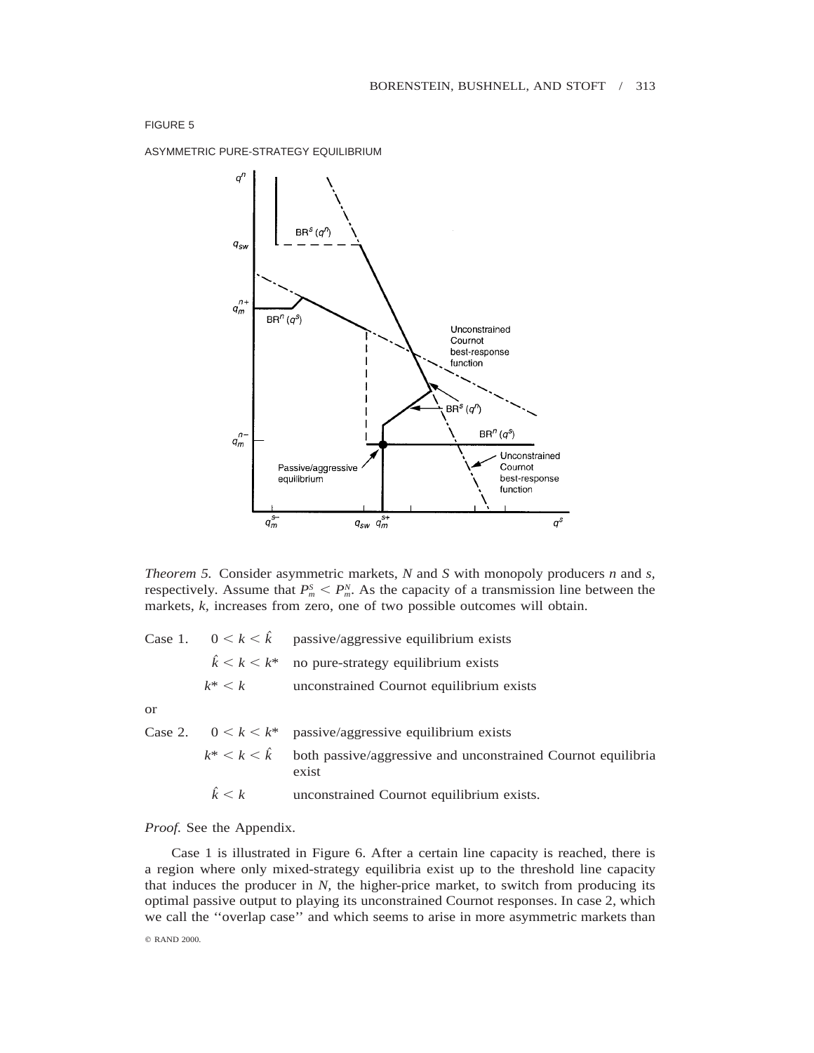FIGURE 5

ASYMMETRIC PURE-STRATEGY EQUILIBRIUM

*Theorem 5.* Consider asymmetric markets, *N* and *S* with monopoly producers *n* and *s*, respectively. Assume that $P_m^S < P_m^N$. As the capacity of a transmission line between the markets, *k*, increases from zero, one of two possible outcomes will obtain.

| | | |
|---|---|---|
| Case 1. | $0 < k < \hat{k}$ | passive/aggressive equilibrium exists |
| | $\hat{k} < k < k^*$ | no pure-strategy equilibrium exists |
| | $k^* < k$ | unconstrained Cournot equilibrium exists |

or

| | | |
|---|---|---|
| Case 2. | $0 < k < k^*$ | passive/aggressive equilibrium exists |
| | $k^* < k < \hat{k}$ | both passive/aggressive and unconstrained Cournot equilibria exist |
| | $\hat{k} < k$ | unconstrained Cournot equilibrium exists. |

*Proof.* See the Appendix.

Case 1 is illustrated in Figure 6. After a certain line capacity is reached, there is a region where only mixed-strategy equilibria exist up to the threshold line capacity that induces the producer in *N*, the higher-price market, to switch from producing its optimal passive output to playing its unconstrained Cournot responses. In case 2, which we call the ''overlap case'' and which seems to arise in more asymmetric markets than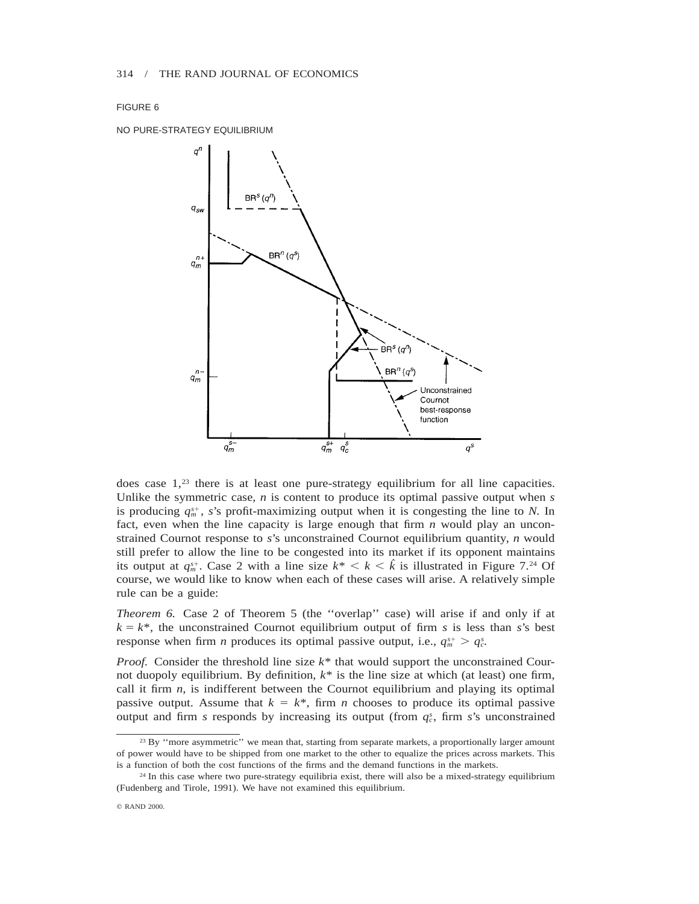FIGURE 6

NO PURE-STRATEGY EQUILIBRIUM

does case 1,[23] there is at least one pure-strategy equilibrium for all line capacities. Unlike the symmetric case, $n$ is content to produce its optimal passive output when $s$ is producing $q_m^{s+}$, $s$'s profit-maximizing output when it is congesting the line to $N$. In fact, even when the line capacity is large enough that firm $n$ would play an unconstrained Cournot response to $s$'s unconstrained Cournot equilibrium quantity, $n$ would still prefer to allow the line to be congested into its market if its opponent maintains its output at $q_m^{s+}$. Case 2 with a line size $k^* < k < \hat{k}$ is illustrated in Figure 7.[24] Of course, we would like to know when each of these cases will arise. A relatively simple rule can be a guide:

*Theorem 6.* Case 2 of Theorem 5 (the ''overlap'' case) will arise if and only if at $k = k^*$, the unconstrained Cournot equilibrium output of firm $s$ is less than $s$'s best response when firm $n$ produces its optimal passive output, i.e., $q_m^{s+} > q_c^s$.

*Proof.* Consider the threshold line size $k^*$ that would support the unconstrained Cournot duopoly equilibrium. By definition, $k^*$ is the line size at which (at least) one firm, call it firm $n$, is indifferent between the Cournot equilibrium and playing its optimal passive output. Assume that $k = k^*$, firm $n$ chooses to produce its optimal passive output and firm $s$ responds by increasing its output (from $q_c^s$, firm $s$'s unconstrained

[23] By ''more asymmetric'' we mean that, starting from separate markets, a proportionally larger amount of power would have to be shipped from one market to the other to equalize the prices across markets. This is a function of both the cost functions of the firms and the demand functions in the markets.

[24] In this case where two pure-strategy equilibria exist, there will also be a mixed-strategy equilibrium (Fudenberg and Tirole, 1991). We have not examined this equilibrium.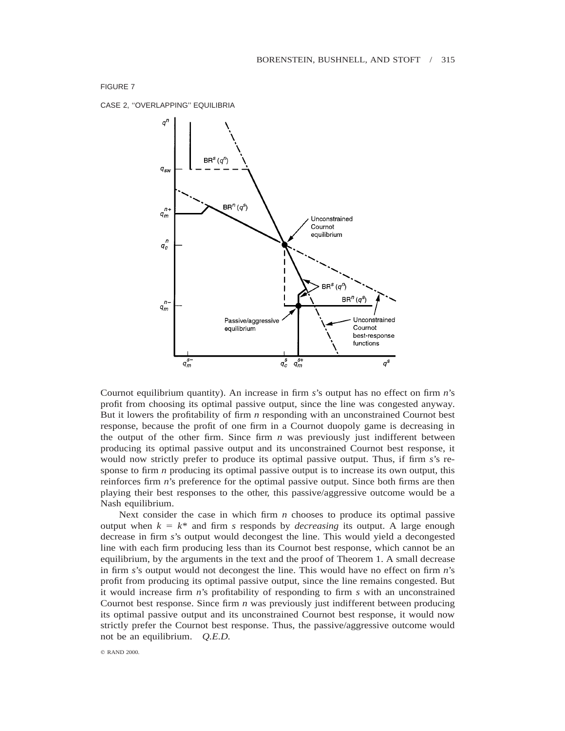FIGURE 7

CASE 2, "OVERLAPPING" EQUILIBRIA

Cournot equilibrium quantity). An increase in firm *s*'s output has no effect on firm *n*'s profit from choosing its optimal passive output, since the line was congested anyway. But it lowers the profitability of firm *n* responding with an unconstrained Cournot best response, because the profit of one firm in a Cournot duopoly game is decreasing in the output of the other firm. Since firm *n* was previously just indifferent between producing its optimal passive output and its unconstrained Cournot best response, it would now strictly prefer to produce its optimal passive output. Thus, if firm *s*'s response to firm *n* producing its optimal passive output is to increase its own output, this reinforces firm *n*'s preference for the optimal passive output. Since both firms are then playing their best responses to the other, this passive/aggressive outcome would be a Nash equilibrium.

Next consider the case in which firm *n* chooses to produce its optimal passive output when $k = k^*$ and firm *s* responds by *decreasing* its output. A large enough decrease in firm *s*'s output would decongest the line. This would yield a decongested line with each firm producing less than its Cournot best response, which cannot be an equilibrium, by the arguments in the text and the proof of Theorem 1. A small decrease in firm *s*'s output would not decongest the line. This would have no effect on firm *n*'s profit from producing its optimal passive output, since the line remains congested. But it would increase firm *n*'s profitability of responding to firm *s* with an unconstrained Cournot best response. Since firm *n* was previously just indifferent between producing its optimal passive output and its unconstrained Cournot best response, it would now strictly prefer the Cournot best response. Thus, the passive/aggressive outcome would not be an equilibrium. *Q.E.D.*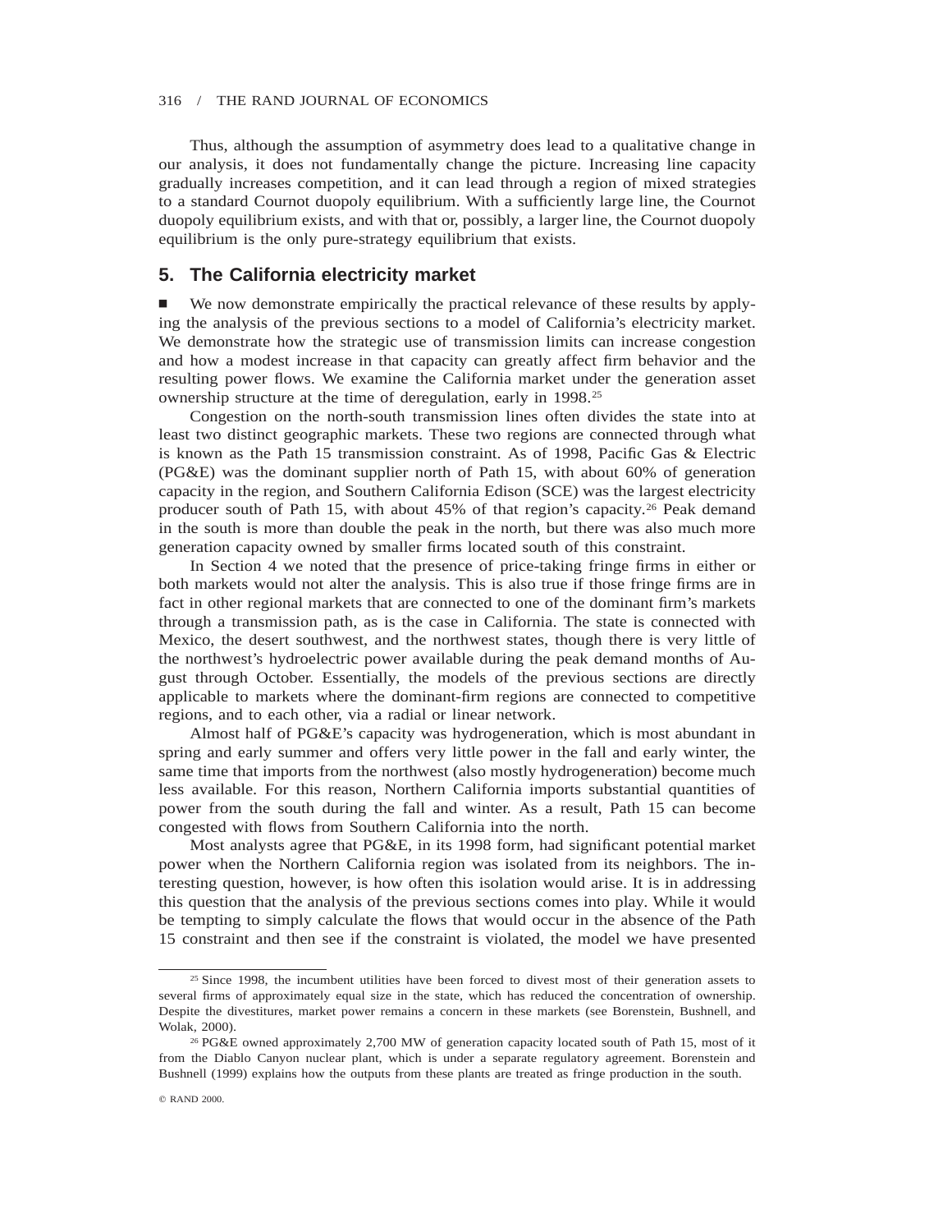Thus, although the assumption of asymmetry does lead to a qualitative change in our analysis, it does not fundamentally change the picture. Increasing line capacity gradually increases competition, and it can lead through a region of mixed strategies to a standard Cournot duopoly equilibrium. With a sufficiently large line, the Cournot duopoly equilibrium exists, and with that or, possibly, a larger line, the Cournot duopoly equilibrium is the only pure-strategy equilibrium that exists.

## 5. The California electricity market

■ We now demonstrate empirically the practical relevance of these results by applying the analysis of the previous sections to a model of California's electricity market. We demonstrate how the strategic use of transmission limits can increase congestion and how a modest increase in that capacity can greatly affect firm behavior and the resulting power flows. We examine the California market under the generation asset ownership structure at the time of deregulation, early in 1998.[25]

Congestion on the north-south transmission lines often divides the state into at least two distinct geographic markets. These two regions are connected through what is known as the Path 15 transmission constraint. As of 1998, Pacific Gas & Electric (PG&E) was the dominant supplier north of Path 15, with about 60% of generation capacity in the region, and Southern California Edison (SCE) was the largest electricity producer south of Path 15, with about 45% of that region's capacity.[26] Peak demand in the south is more than double the peak in the north, but there was also much more generation capacity owned by smaller firms located south of this constraint.

In Section 4 we noted that the presence of price-taking fringe firms in either or both markets would not alter the analysis. This is also true if those fringe firms are in fact in other regional markets that are connected to one of the dominant firm's markets through a transmission path, as is the case in California. The state is connected with Mexico, the desert southwest, and the northwest states, though there is very little of the northwest's hydroelectric power available during the peak demand months of August through October. Essentially, the models of the previous sections are directly applicable to markets where the dominant-firm regions are connected to competitive regions, and to each other, via a radial or linear network.

Almost half of PG&E's capacity was hydrogeneration, which is most abundant in spring and early summer and offers very little power in the fall and early winter, the same time that imports from the northwest (also mostly hydrogeneration) become much less available. For this reason, Northern California imports substantial quantities of power from the south during the fall and winter. As a result, Path 15 can become congested with flows from Southern California into the north.

Most analysts agree that PG&E, in its 1998 form, had significant potential market power when the Northern California region was isolated from its neighbors. The interesting question, however, is how often this isolation would arise. It is in addressing this question that the analysis of the previous sections comes into play. While it would be tempting to simply calculate the flows that would occur in the absence of the Path 15 constraint and then see if the constraint is violated, the model we have presented

---

[25] Since 1998, the incumbent utilities have been forced to divest most of their generation assets to several firms of approximately equal size in the state, which has reduced the concentration of ownership. Despite the divestitures, market power remains a concern in these markets (see Borenstein, Bushnell, and Wolak, 2000).

[26] PG&E owned approximately 2,700 MW of generation capacity located south of Path 15, most of it from the Diablo Canyon nuclear plant, which is under a separate regulatory agreement. Borenstein and Bushnell (1999) explains how the outputs from these plants are treated as fringe production in the south.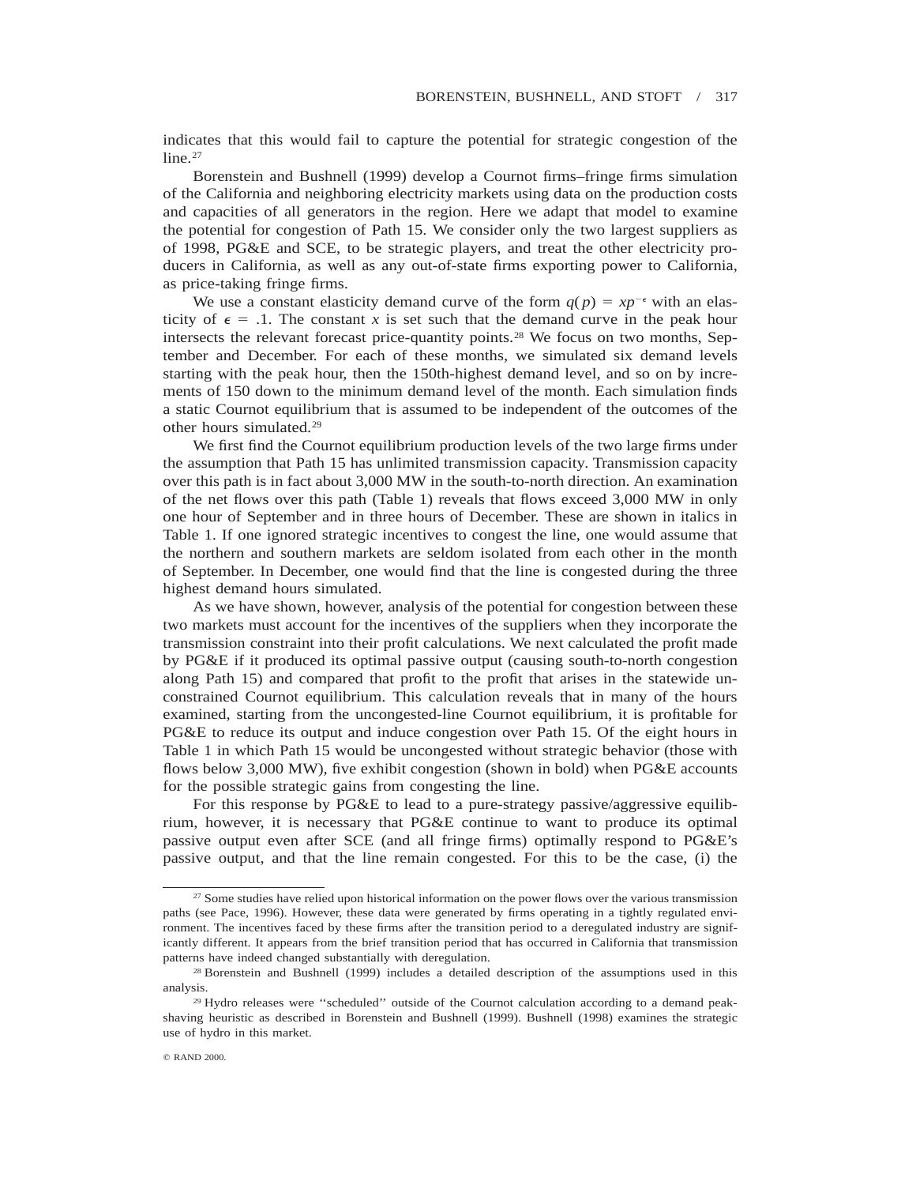indicates that this would fail to capture the potential for strategic congestion of the line.[27]

Borenstein and Bushnell (1999) develop a Cournot firms–fringe firms simulation of the California and neighboring electricity markets using data on the production costs and capacities of all generators in the region. Here we adapt that model to examine the potential for congestion of Path 15. We consider only the two largest suppliers as of 1998, PG&E and SCE, to be strategic players, and treat the other electricity producers in California, as well as any out-of-state firms exporting power to California, as price-taking fringe firms.

We use a constant elasticity demand curve of the form $q(p) = xp^{-\epsilon}$ with an elasticity of $\epsilon = .1$. The constant $x$ is set such that the demand curve in the peak hour intersects the relevant forecast price-quantity points.[28] We focus on two months, September and December. For each of these months, we simulated six demand levels starting with the peak hour, then the 150th-highest demand level, and so on by increments of 150 down to the minimum demand level of the month. Each simulation finds a static Cournot equilibrium that is assumed to be independent of the outcomes of the other hours simulated.[29]

We first find the Cournot equilibrium production levels of the two large firms under the assumption that Path 15 has unlimited transmission capacity. Transmission capacity over this path is in fact about 3,000 MW in the south-to-north direction. An examination of the net flows over this path (Table 1) reveals that flows exceed 3,000 MW in only one hour of September and in three hours of December. These are shown in italics in Table 1. If one ignored strategic incentives to congest the line, one would assume that the northern and southern markets are seldom isolated from each other in the month of September. In December, one would find that the line is congested during the three highest demand hours simulated.

As we have shown, however, analysis of the potential for congestion between these two markets must account for the incentives of the suppliers when they incorporate the transmission constraint into their profit calculations. We next calculated the profit made by PG&E if it produced its optimal passive output (causing south-to-north congestion along Path 15) and compared that profit to the profit that arises in the statewide unconstrained Cournot equilibrium. This calculation reveals that in many of the hours examined, starting from the uncongested-line Cournot equilibrium, it is profitable for PG&E to reduce its output and induce congestion over Path 15. Of the eight hours in Table 1 in which Path 15 would be uncongested without strategic behavior (those with flows below 3,000 MW), five exhibit congestion (shown in bold) when PG&E accounts for the possible strategic gains from congesting the line.

For this response by PG&E to lead to a pure-strategy passive/aggressive equilibrium, however, it is necessary that PG&E continue to want to produce its optimal passive output even after SCE (and all fringe firms) optimally respond to PG&E's passive output, and that the line remain congested. For this to be the case, (i) the

[27] Some studies have relied upon historical information on the power flows over the various transmission paths (see Pace, 1996). However, these data were generated by firms operating in a tightly regulated environment. The incentives faced by these firms after the transition period to a deregulated industry are significantly different. It appears from the brief transition period that has occurred in California that transmission patterns have indeed changed substantially with deregulation.

[28] Borenstein and Bushnell (1999) includes a detailed description of the assumptions used in this analysis.

[29] Hydro releases were "scheduled" outside of the Cournot calculation according to a demand peak-shaving heuristic as described in Borenstein and Bushnell (1999). Bushnell (1998) examines the strategic use of hydro in this market.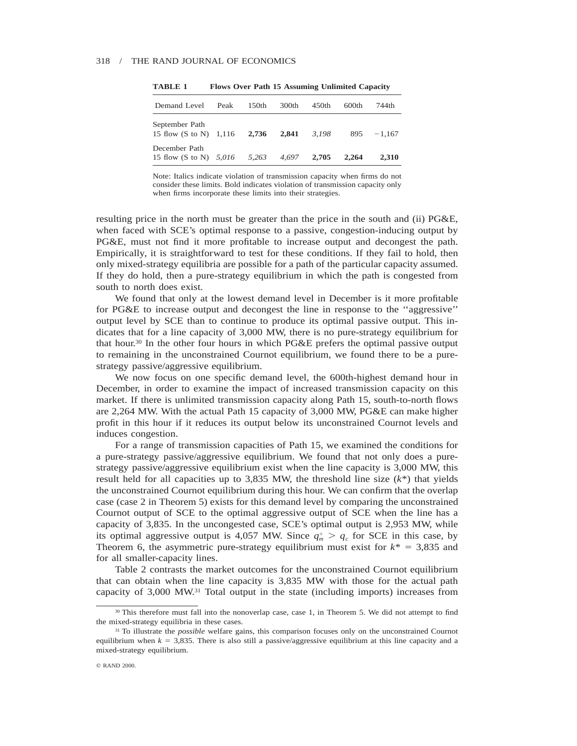**TABLE 1　Flows Over Path 15 Assuming Unlimited Capacity**

| Demand Level | Peak | 150th | 300th | 450th | 600th | 744th |
|---|---|---|---|---|---|---|
| September Path 15 flow (S to N) | 1,116 | **2,736** | **2,841** | *3,198* | 895 | −1,167 |
| December Path 15 flow (S to N) | *5,016* | *5,263* | *4,697* | **2,705** | **2,264** | **2,310** |

Note: Italics indicate violation of transmission capacity when firms do not consider these limits. Bold indicates violation of transmission capacity only when firms incorporate these limits into their strategies.

resulting price in the north must be greater than the price in the south and (ii) PG&E, when faced with SCE's optimal response to a passive, congestion-inducing output by PG&E, must not find it more profitable to increase output and decongest the path. Empirically, it is straightforward to test for these conditions. If they fail to hold, then only mixed-strategy equilibria are possible for a path of the particular capacity assumed. If they do hold, then a pure-strategy equilibrium in which the path is congested from south to north does exist.

We found that only at the lowest demand level in December is it more profitable for PG&E to increase output and decongest the line in response to the "aggressive" output level by SCE than to continue to produce its optimal passive output. This indicates that for a line capacity of 3,000 MW, there is no pure-strategy equilibrium for that hour.[30] In the other four hours in which PG&E prefers the optimal passive output to remaining in the unconstrained Cournot equilibrium, we found there to be a pure-strategy passive/aggressive equilibrium.

We now focus on one specific demand level, the 600th-highest demand hour in December, in order to examine the impact of increased transmission capacity on this market. If there is unlimited transmission capacity along Path 15, south-to-north flows are 2,264 MW. With the actual Path 15 capacity of 3,000 MW, PG&E can make higher profit in this hour if it reduces its output below its unconstrained Cournot levels and induces congestion.

For a range of transmission capacities of Path 15, we examined the conditions for a pure-strategy passive/aggressive equilibrium. We found that not only does a pure-strategy passive/aggressive equilibrium exist when the line capacity is 3,000 MW, this result held for all capacities up to 3,835 MW, the threshold line size ($k^*$) that yields the unconstrained Cournot equilibrium during this hour. We can confirm that the overlap case (case 2 in Theorem 5) exists for this demand level by comparing the unconstrained Cournot output of SCE to the optimal aggressive output of SCE when the line has a capacity of 3,835. In the uncongested case, SCE's optimal output is 2,953 MW, while its optimal aggressive output is 4,057 MW. Since $q_m^+ > q_c$ for SCE in this case, by Theorem 6, the asymmetric pure-strategy equilibrium must exist for $k^* = 3,835$ and for all smaller-capacity lines.

Table 2 contrasts the market outcomes for the unconstrained Cournot equilibrium that can obtain when the line capacity is 3,835 MW with those for the actual path capacity of 3,000 MW.[31] Total output in the state (including imports) increases from

[30] This therefore must fall into the nonoverlap case, case 1, in Theorem 5. We did not attempt to find the mixed-strategy equilibria in these cases.

[31] To illustrate the *possible* welfare gains, this comparison focuses only on the unconstrained Cournot equilibrium when $k = 3,835$. There is also still a passive/aggressive equilibrium at this line capacity and a mixed-strategy equilibrium.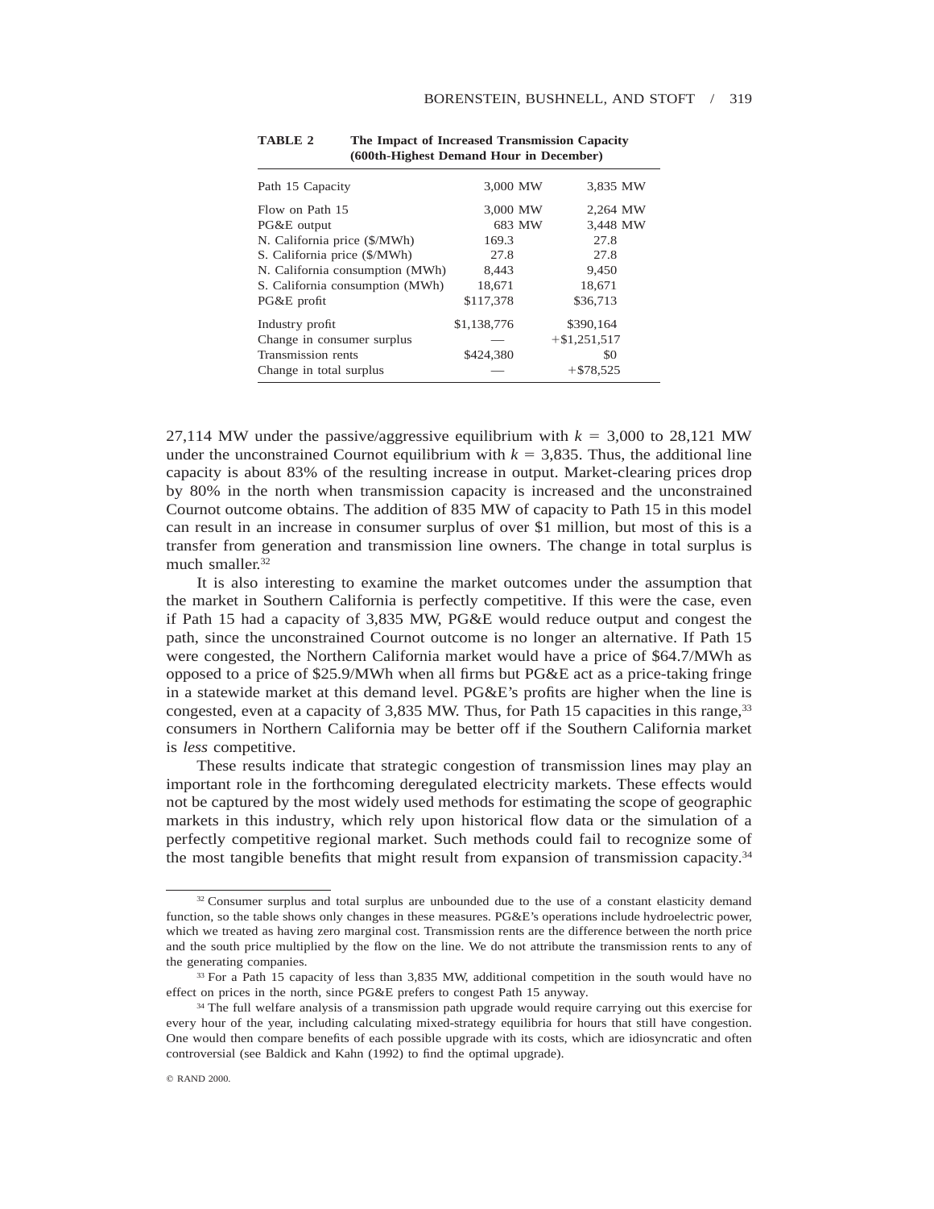**TABLE 2 The Impact of Increased Transmission Capacity (600th-Highest Demand Hour in December)**

| Path 15 Capacity | 3,000 MW | 3,835 MW |
|---|---|---|
| Flow on Path 15 | 3,000 MW | 2,264 MW |
| PG&E output | 683 MW | 3,448 MW |
| N. California price ($/MWh) | 169.3 | 27.8 |
| S. California price ($/MWh) | 27.8 | 27.8 |
| N. California consumption (MWh) | 8,443 | 9,450 |
| S. California consumption (MWh) | 18,671 | 18,671 |
| PG&E profit | $117,378 | $36,713 |
| Industry profit | $1,138,776 | $390,164 |
| Change in consumer surplus | — | +$1,251,517 |
| Transmission rents | $424,380 | $0 |
| Change in total surplus | — | +$78,525 |

27,114 MW under the passive/aggressive equilibrium with $k = 3{,}000$ to 28,121 MW under the unconstrained Cournot equilibrium with $k = 3{,}835$. Thus, the additional line capacity is about 83% of the resulting increase in output. Market-clearing prices drop by 80% in the north when transmission capacity is increased and the unconstrained Cournot outcome obtains. The addition of 835 MW of capacity to Path 15 in this model can result in an increase in consumer surplus of over $1 million, but most of this is a transfer from generation and transmission line owners. The change in total surplus is much smaller.[32]

It is also interesting to examine the market outcomes under the assumption that the market in Southern California is perfectly competitive. If this were the case, even if Path 15 had a capacity of 3,835 MW, PG&E would reduce output and congest the path, since the unconstrained Cournot outcome is no longer an alternative. If Path 15 were congested, the Northern California market would have a price of $64.7/MWh as opposed to a price of $25.9/MWh when all firms but PG&E act as a price-taking fringe in a statewide market at this demand level. PG&E's profits are higher when the line is congested, even at a capacity of 3,835 MW. Thus, for Path 15 capacities in this range,[33] consumers in Northern California may be better off if the Southern California market is *less* competitive.

These results indicate that strategic congestion of transmission lines may play an important role in the forthcoming deregulated electricity markets. These effects would not be captured by the most widely used methods for estimating the scope of geographic markets in this industry, which rely upon historical flow data or the simulation of a perfectly competitive regional market. Such methods could fail to recognize some of the most tangible benefits that might result from expansion of transmission capacity.[34]

---

[32] Consumer surplus and total surplus are unbounded due to the use of a constant elasticity demand function, so the table shows only changes in these measures. PG&E's operations include hydroelectric power, which we treated as having zero marginal cost. Transmission rents are the difference between the north price and the south price multiplied by the flow on the line. We do not attribute the transmission rents to any of the generating companies.

[33] For a Path 15 capacity of less than 3,835 MW, additional competition in the south would have no effect on prices in the north, since PG&E prefers to congest Path 15 anyway.

[34] The full welfare analysis of a transmission path upgrade would require carrying out this exercise for every hour of the year, including calculating mixed-strategy equilibria for hours that still have congestion. One would then compare benefits of each possible upgrade with its costs, which are idiosyncratic and often controversial (see Baldick and Kahn (1992) to find the optimal upgrade).

© RAND 2000.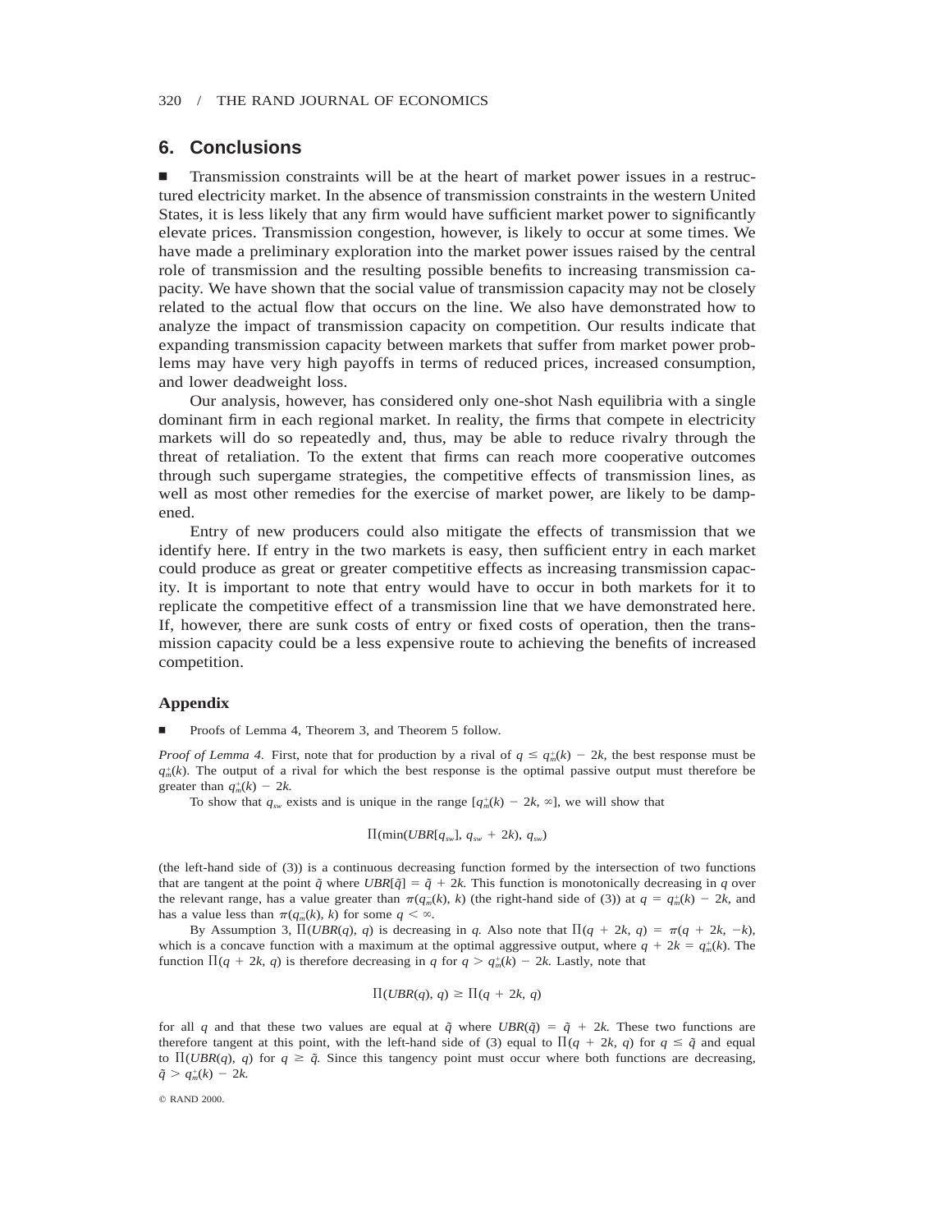## 6. Conclusions

■ Transmission constraints will be at the heart of market power issues in a restructured electricity market. In the absence of transmission constraints in the western United States, it is less likely that any firm would have sufficient market power to significantly elevate prices. Transmission congestion, however, is likely to occur at some times. We have made a preliminary exploration into the market power issues raised by the central role of transmission and the resulting possible benefits to increasing transmission capacity. We have shown that the social value of transmission capacity may not be closely related to the actual flow that occurs on the line. We also have demonstrated how to analyze the impact of transmission capacity on competition. Our results indicate that expanding transmission capacity between markets that suffer from market power problems may have very high payoffs in terms of reduced prices, increased consumption, and lower deadweight loss.

Our analysis, however, has considered only one-shot Nash equilibria with a single dominant firm in each regional market. In reality, the firms that compete in electricity markets will do so repeatedly and, thus, may be able to reduce rivalry through the threat of retaliation. To the extent that firms can reach more cooperative outcomes through such supergame strategies, the competitive effects of transmission lines, as well as most other remedies for the exercise of market power, are likely to be dampened.

Entry of new producers could also mitigate the effects of transmission that we identify here. If entry in the two markets is easy, then sufficient entry in each market could produce as great or greater competitive effects as increasing transmission capacity. It is important to note that entry would have to occur in both markets for it to replicate the competitive effect of a transmission line that we have demonstrated here. If, however, there are sunk costs of entry or fixed costs of operation, then the transmission capacity could be a less expensive route to achieving the benefits of increased competition.

### Appendix

■ Proofs of Lemma 4, Theorem 3, and Theorem 5 follow.

*Proof of Lemma 4.* First, note that for production by a rival of $q \leq q_m^+(k) - 2k$, the best response must be $q_m^+(k)$. The output of a rival for which the best response is the optimal passive output must therefore be greater than $q_m^+(k) - 2k$.

To show that $q_{sw}$ exists and is unique in the range $[q_m^+(k) - 2k, \infty]$, we will show that

$$\Pi(\min(UBR[q_{sw}],\ q_{sw} + 2k),\ q_{sw})$$

(the left-hand side of (3)) is a continuous decreasing function formed by the intersection of two functions that are tangent at the point $\tilde{q}$ where $UBR[\tilde{q}] = \tilde{q} + 2k$. This function is monotonically decreasing in $q$ over the relevant range, has a value greater than $\pi(q_m^-(k), k)$ (the right-hand side of (3)) at $q = q_m^+(k) - 2k$, and has a value less than $\pi(q_m^-(k), k)$ for some $q < \infty$.

By Assumption 3, $\Pi(UBR(q), q)$ is decreasing in $q$. Also note that $\Pi(q + 2k, q) = \pi(q + 2k, -k)$, which is a concave function with a maximum at the optimal aggressive output, where $q + 2k = q_m^+(k)$. The function $\Pi(q + 2k, q)$ is therefore decreasing in $q$ for $q > q_m^+(k) - 2k$. Lastly, note that

$$\Pi(UBR(q), q) \geq \Pi(q + 2k, q)$$

for all $q$ and that these two values are equal at $\tilde{q}$ where $UBR(\tilde{q}) = \tilde{q} + 2k$. These two functions are therefore tangent at this point, with the left-hand side of (3) equal to $\Pi(q + 2k, q)$ for $q \leq \tilde{q}$ and equal to $\Pi(UBR(q), q)$ for $q \geq \tilde{q}$. Since this tangency point must occur where both functions are decreasing, $\tilde{q} > q_m^+(k) - 2k$.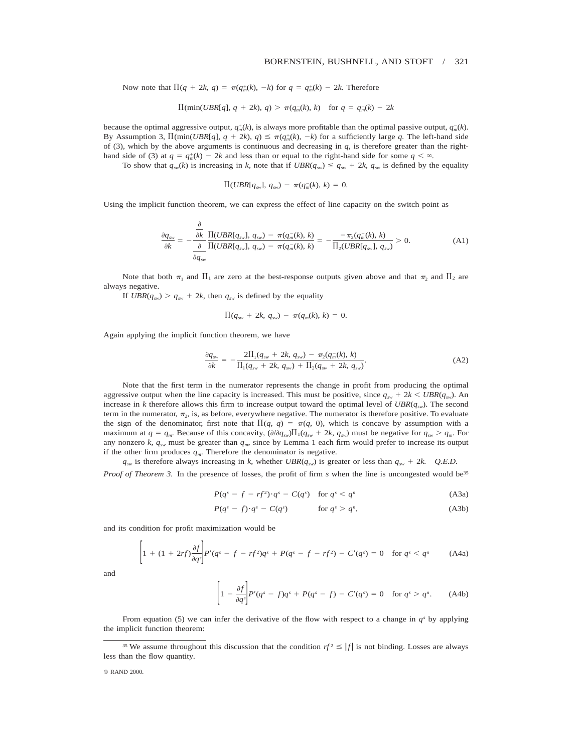Now note that $\Pi(q + 2k, q) = \pi(q_m^+(k), -k)$ for $q = q_m^+(k) - 2k$. Therefore

$$\Pi(\min(UBR[q], q + 2k), q) > \pi(q_m^-(k), k) \quad \text{for } q = q_m^+(k) - 2k$$

because the optimal aggressive output, $q_m^+(k)$, is always more profitable than the optimal passive output, $q_m^-(k)$. By Assumption 3, $\Pi(\min(UBR[q], q + 2k), q) \leq \pi(q_m^-(k), -k)$ for a sufficiently large $q$. The left-hand side of (3), which by the above arguments is continuous and decreasing in $q$, is therefore greater than the right-hand side of (3) at $q = q_m^+(k) - 2k$ and less than or equal to the right-hand side for some $q < \infty$.

To show that $q_{sw}(k)$ is increasing in $k$, note that if $UBR(q_{sw}) \leq q_{sw} + 2k$, $q_{sw}$ is defined by the equality

$$\Pi(UBR[q_{sw}], q_{sw}) - \pi(q_m^-(k), k) = 0.$$

Using the implicit function theorem, we can express the effect of line capacity on the switch point as

$$\frac{\partial q_{sw}}{\partial k} = -\frac{\dfrac{\partial}{\partial k}\,\Pi(UBR[q_{sw}], q_{sw}) - \pi(q_m^-(k), k)}{\dfrac{\partial}{\partial q_{sw}}\,\Pi(UBR[q_{sw}], q_{sw}) - \pi(q_m^-(k), k)} = -\frac{-\pi_2(q_m^-(k), k)}{\Pi_2(UBR[q_{sw}], q_{sw})} > 0. \tag{A1}$$

Note that both $\pi_1$ and $\Pi_1$ are zero at the best-response outputs given above and that $\pi_2$ and $\Pi_2$ are always negative.

If $UBR(q_{sw}) > q_{sw} + 2k$, then $q_{sw}$ is defined by the equality

$$\Pi(q_{sw} + 2k, q_{sw}) - \pi(q_m^-(k), k) = 0.$$

Again applying the implicit function theorem, we have

$$\frac{\partial q_{sw}}{\partial k} = -\frac{2\Pi_1(q_{sw} + 2k, q_{sw}) - \pi_2(q_m^-(k), k)}{\Pi_1(q_{sw} + 2k, q_{sw}) + \Pi_2(q_{sw} + 2k, q_{sw})}. \tag{A2}$$

Note that the first term in the numerator represents the change in profit from producing the optimal aggressive output when the line capacity is increased. This must be positive, since $q_{sw} + 2k < UBR(q_{sw})$. An increase in $k$ therefore allows this firm to increase output toward the optimal level of $UBR(q_{sw})$. The second term in the numerator, $\pi_2$, is, as before, everywhere negative. The numerator is therefore positive. To evaluate the sign of the denominator, first note that $\Pi(q, q) = \pi(q, 0)$, which is concave by assumption with a maximum at $q = q_m$. Because of this concavity, $(\partial/\partial q_{sw})\Pi_1(q_{sw} + 2k, q_{sw})$ must be negative for $q_{sw} > q_m$. For any nonzero $k$, $q_{sw}$ must be greater than $q_m$, since by Lemma 1 each firm would prefer to increase its output if the other firm produces $q_m$. Therefore the denominator is negative.

$q_{sw}$ is therefore always increasing in $k$, whether $UBR(q_{sw})$ is greater or less than $q_{sw} + 2k$. *Q.E.D.*

*Proof of Theorem 3.* In the presence of losses, the profit of firm $s$ when the line is uncongested would be[35]

$$P(q^s - f - rf^2)\cdot q^s - C(q^s) \quad \text{for } q^s < q^n \tag{A3a}$$

$$P(q^s - f)\cdot q^s - C(q^s) \quad \text{for } q^s > q^n, \tag{A3b}$$

and its condition for profit maximization would be

$$\left[1 + (1 + 2rf)\frac{\partial f}{\partial q^s}\right]P'(q^s - f - rf^2)q^s + P(q^s - f - rf^2) - C'(q^s) = 0 \quad \text{for } q^s < q^n \tag{A4a}$$

and

$$\left[1 - \frac{\partial f}{\partial q^s}\right]P'(q^s - f)q^s + P(q^s - f) - C'(q^s) = 0 \quad \text{for } q^s > q^n. \tag{A4b}$$

From equation (5) we can infer the derivative of the flow with respect to a change in $q^s$ by applying the implicit function theorem:

[35] We assume throughout this discussion that the condition $rf^2 \leq |f|$ is not binding. Losses are always less than the flow quantity.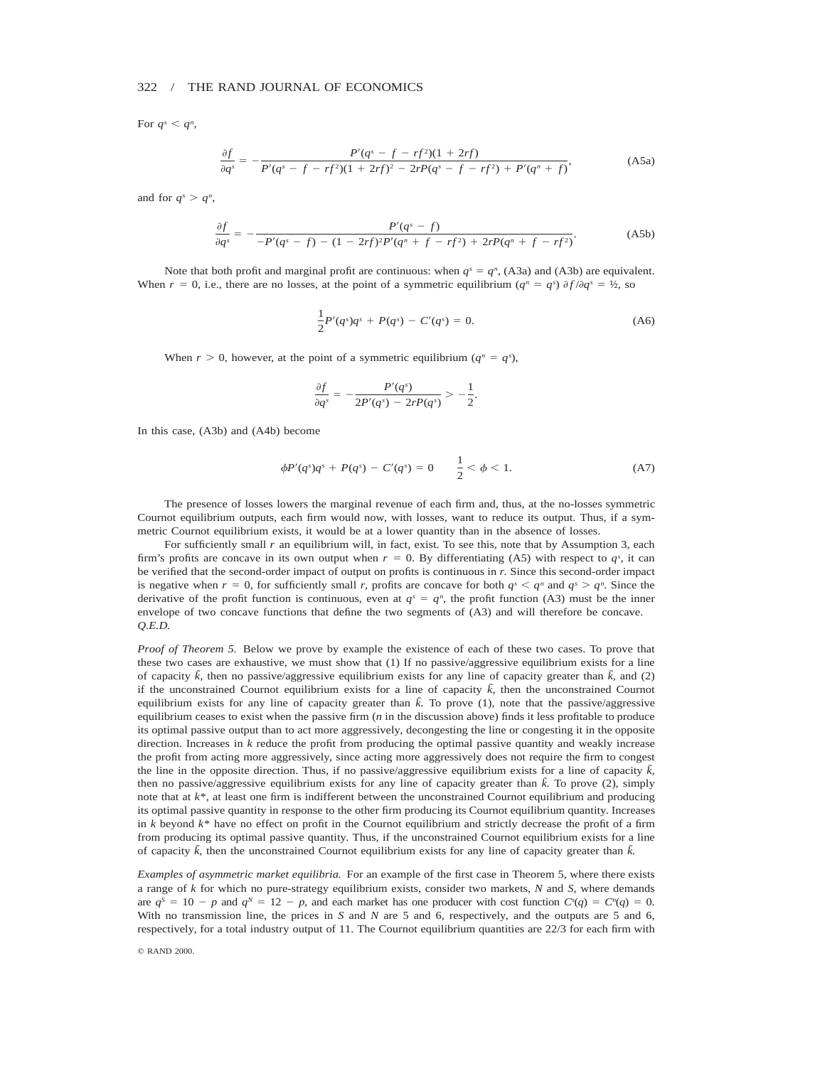For $q^s < q^n$,

$$\frac{\partial f}{\partial q^s} = -\frac{P'(q^s - f - rf^2)(1 + 2rf)}{P'(q^s - f - rf^2)(1 + 2rf)^2 - 2rP(q^s - f - rf^2) + P'(q^n + f)}, \tag{A5a}$$

and for $q^s > q^n$,

$$\frac{\partial f}{\partial q^s} = -\frac{P'(q^s - f)}{-P'(q^s - f) - (1 - 2rf)^2 P'(q^n + f - rf^2) + 2rP(q^n + f - rf^2)}. \tag{A5b}$$

Note that both profit and marginal profit are continuous: when $q^s = q^n$, (A3a) and (A3b) are equivalent. When $r = 0$, i.e., there are no losses, at the point of a symmetric equilibrium ($q^n = q^s$) $\partial f/\partial q^s = ½$, so

$$\frac{1}{2}P'(q^s)q^s + P(q^s) - C'(q^s) = 0. \tag{A6}$$

When $r > 0$, however, at the point of a symmetric equilibrium ($q^n = q^s$),

$$\frac{\partial f}{\partial q^s} = -\frac{P'(q^s)}{2P'(q^s) - 2rP(q^s)} > -\frac{1}{2}.$$

In this case, (A3b) and (A4b) become

$$\phi P'(q^s)q^s + P(q^s) - C'(q^s) = 0 \qquad \frac{1}{2} < \phi < 1. \tag{A7}$$

The presence of losses lowers the marginal revenue of each firm and, thus, at the no-losses symmetric Cournot equilibrium outputs, each firm would now, with losses, want to reduce its output. Thus, if a symmetric Cournot equilibrium exists, it would be at a lower quantity than in the absence of losses.

For sufficiently small $r$ an equilibrium will, in fact, exist. To see this, note that by Assumption 3, each firm's profits are concave in its own output when $r = 0$. By differentiating (A5) with respect to $q^s$, it can be verified that the second-order impact of output on profits is continuous in $r$. Since this second-order impact is negative when $r = 0$, for sufficiently small $r$, profits are concave for both $q^s < q^n$ and $q^s > q^n$. Since the derivative of the profit function is continuous, even at $q^s = q^n$, the profit function (A3) must be the inner envelope of two concave functions that define the two segments of (A3) and will therefore be concave. *Q.E.D.*

*Proof of Theorem 5.* Below we prove by example the existence of each of these two cases. To prove that these two cases are exhaustive, we must show that (1) If no passive/aggressive equilibrium exists for a line of capacity $\tilde{k}$, then no passive/aggressive equilibrium exists for any line of capacity greater than $\tilde{k}$, and (2) if the unconstrained Cournot equilibrium exists for a line of capacity $\tilde{k}$, then the unconstrained Cournot equilibrium exists for any line of capacity greater than $\tilde{k}$. To prove (1), note that the passive/aggressive equilibrium ceases to exist when the passive firm ($n$ in the discussion above) finds it less profitable to produce its optimal passive output than to act more aggressively, decongesting the line or congesting it in the opposite direction. Increases in $k$ reduce the profit from producing the optimal passive quantity and weakly increase the profit from acting more aggressively, since acting more aggressively does not require the firm to congest the line in the opposite direction. Thus, if no passive/aggressive equilibrium exists for a line of capacity $\tilde{k}$, then no passive/aggressive equilibrium exists for any line of capacity greater than $\tilde{k}$. To prove (2), simply note that at $k^*$, at least one firm is indifferent between the unconstrained Cournot equilibrium and producing its optimal passive quantity in response to the other firm producing its Cournot equilibrium quantity. Increases in $k$ beyond $k^*$ have no effect on profit in the Cournot equilibrium and strictly decrease the profit of a firm from producing its optimal passive quantity. Thus, if the unconstrained Cournot equilibrium exists for a line of capacity $\tilde{k}$, then the unconstrained Cournot equilibrium exists for any line of capacity greater than $\tilde{k}$.

*Examples of asymmetric market equilibria.* For an example of the first case in Theorem 5, where there exists a range of $k$ for which no pure-strategy equilibrium exists, consider two markets, $N$ and $S$, where demands are $q^S = 10 - p$ and $q^N = 12 - p$, and each market has one producer with cost function $C^s(q) = C^n(q) = 0$. With no transmission line, the prices in $S$ and $N$ are 5 and 6, respectively, and the outputs are 5 and 6, respectively, for a total industry output of 11. The Cournot equilibrium quantities are 22/3 for each firm with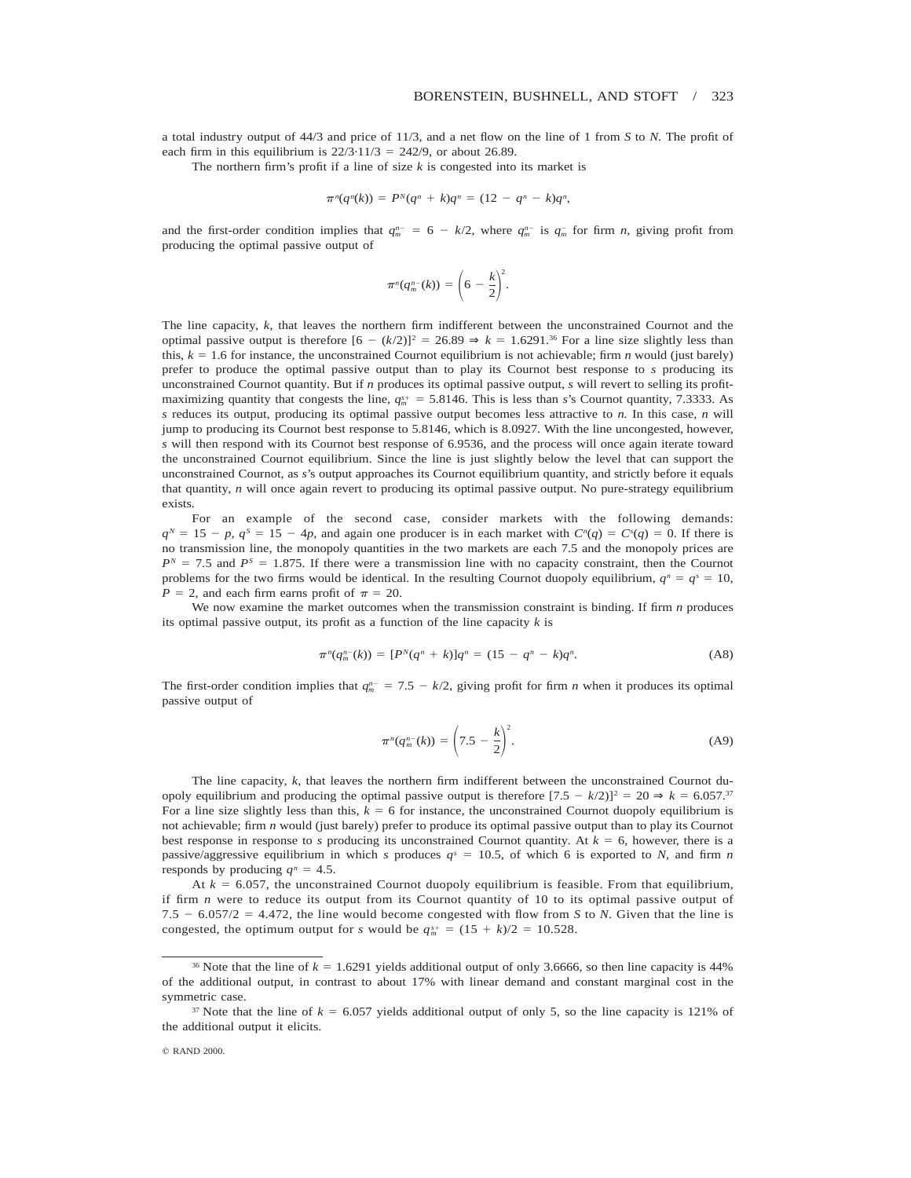a total industry output of 44/3 and price of 11/3, and a net flow on the line of 1 from $S$ to $N$. The profit of each firm in this equilibrium is $22/3 \cdot 11/3 = 242/9$, or about 26.89.

The northern firm's profit if a line of size $k$ is congested into its market is

$$\pi^n(q^n(k)) = P^N(q^n + k)q^n = (12 - q^n - k)q^n,$$

and the first-order condition implies that $q_m^{n-} = 6 - k/2$, where $q_m^{n-}$ is $q_m^-$ for firm $n$, giving profit from producing the optimal passive output of

$$\pi^n(q_m^{n-}(k)) = \left(6 - \frac{k}{2}\right)^2.$$

The line capacity, $k$, that leaves the northern firm indifferent between the unconstrained Cournot and the optimal passive output is therefore $[6 - (k/2)]^2 = 26.89 \Rightarrow k = 1.6291$.[36] For a line size slightly less than this, $k = 1.6$ for instance, the unconstrained Cournot equilibrium is not achievable; firm $n$ would (just barely) prefer to produce the optimal passive output than to play its Cournot best response to $s$ producing its unconstrained Cournot quantity. But if $n$ produces its optimal passive output, $s$ will revert to selling its profit-maximizing quantity that congests the line, $q_m^{s+} = 5.8146$. This is less than $s$'s Cournot quantity, 7.3333. As $s$ reduces its output, producing its optimal passive output becomes less attractive to $n$. In this case, $n$ will jump to producing its Cournot best response to 5.8146, which is 8.0927. With the line uncongested, however, $s$ will then respond with its Cournot best response of 6.9536, and the process will once again iterate toward the unconstrained Cournot equilibrium. Since the line is just slightly below the level that can support the unconstrained Cournot, as $s$'s output approaches its Cournot equilibrium quantity, and strictly before it equals that quantity, $n$ will once again revert to producing its optimal passive output. No pure-strategy equilibrium exists.

For an example of the second case, consider markets with the following demands: $q^N = 15 - p$, $q^S = 15 - 4p$, and again one producer is in each market with $C^n(q) = C^s(q) = 0$. If there is no transmission line, the monopoly quantities in the two markets are each 7.5 and the monopoly prices are $P^N = 7.5$ and $P^S = 1.875$. If there were a transmission line with no capacity constraint, then the Cournot problems for the two firms would be identical. In the resulting Cournot duopoly equilibrium, $q^n = q^s = 10$, $P = 2$, and each firm earns profit of $\pi = 20$.

We now examine the market outcomes when the transmission constraint is binding. If firm $n$ produces its optimal passive output, its profit as a function of the line capacity $k$ is

$$\pi^n(q_m^{n-}(k)) = [P^N(q^n + k)]q^n = (15 - q^n - k)q^n. \tag{A8}$$

The first-order condition implies that $q_m^{n-} = 7.5 - k/2$, giving profit for firm $n$ when it produces its optimal passive output of

$$\pi^n(q_m^{n-}(k)) = \left(7.5 - \frac{k}{2}\right)^2. \tag{A9}$$

The line capacity, $k$, that leaves the northern firm indifferent between the unconstrained Cournot duopoly equilibrium and producing the optimal passive output is therefore $[7.5 - (k/2)]^2 = 20 \Rightarrow k = 6.057$.[37] For a line size slightly less than this, $k = 6$ for instance, the unconstrained Cournot duopoly equilibrium is not achievable; firm $n$ would (just barely) prefer to produce its optimal passive output than to play its Cournot best response in response to $s$ producing its unconstrained Cournot quantity. At $k = 6$, however, there is a passive/aggressive equilibrium in which $s$ produces $q^s = 10.5$, of which 6 is exported to $N$, and firm $n$ responds by producing $q^n = 4.5$.

At $k = 6.057$, the unconstrained Cournot duopoly equilibrium is feasible. From that equilibrium, if firm $n$ were to reduce its output from its Cournot quantity of 10 to its optimal passive output of $7.5 - 6.057/2 = 4.472$, the line would become congested with flow from $S$ to $N$. Given that the line is congested, the optimum output for $s$ would be $q_m^{s+} = (15 + k)/2 = 10.528$.

---

[36] Note that the line of $k = 1.6291$ yields additional output of only 3.6666, so then line capacity is 44% of the additional output, in contrast to about 17% with linear demand and constant marginal cost in the symmetric case.

[37] Note that the line of $k = 6.057$ yields additional output of only 5, so the line capacity is 121% of the additional output it elicits.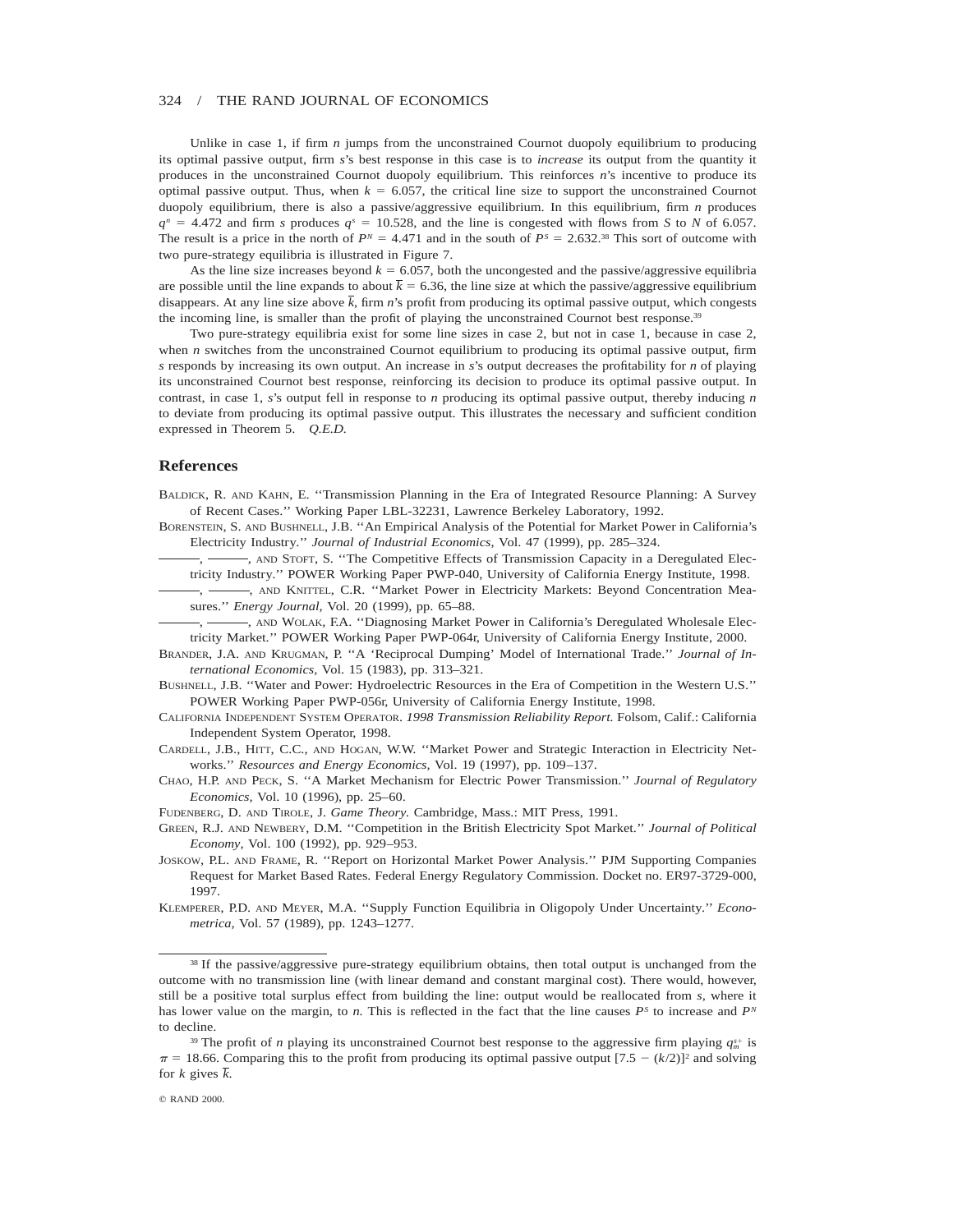Unlike in case 1, if firm $n$ jumps from the unconstrained Cournot duopoly equilibrium to producing its optimal passive output, firm $s$'s best response in this case is to *increase* its output from the quantity it produces in the unconstrained Cournot duopoly equilibrium. This reinforces $n$'s incentive to produce its optimal passive output. Thus, when $k = 6.057$, the critical line size to support the unconstrained Cournot duopoly equilibrium, there is also a passive/aggressive equilibrium. In this equilibrium, firm $n$ produces $q^n = 4.472$ and firm $s$ produces $q^s = 10.528$, and the line is congested with flows from $S$ to $N$ of 6.057. The result is a price in the north of $P^N = 4.471$ and in the south of $P^S = 2.632$.[38] This sort of outcome with two pure-strategy equilibria is illustrated in Figure 7.

As the line size increases beyond $k = 6.057$, both the uncongested and the passive/aggressive equilibria are possible until the line expands to about $\bar{k} = 6.36$, the line size at which the passive/aggressive equilibrium disappears. At any line size above $\bar{k}$, firm $n$'s profit from producing its optimal passive output, which congests the incoming line, is smaller than the profit of playing the unconstrained Cournot best response.[39]

Two pure-strategy equilibria exist for some line sizes in case 2, but not in case 1, because in case 2, when $n$ switches from the unconstrained Cournot equilibrium to producing its optimal passive output, firm $s$ responds by increasing its own output. An increase in $s$'s output decreases the profitability for $n$ of playing its unconstrained Cournot best response, reinforcing its decision to produce its optimal passive output. In contrast, in case 1, $s$'s output fell in response to $n$ producing its optimal passive output, thereby inducing $n$ to deviate from producing its optimal passive output. This illustrates the necessary and sufficient condition expressed in Theorem 5. *Q.E.D.*

## References

BALDICK, R. AND KAHN, E. ''Transmission Planning in the Era of Integrated Resource Planning: A Survey of Recent Cases.'' Working Paper LBL-32231, Lawrence Berkeley Laboratory, 1992.

BORENSTEIN, S. AND BUSHNELL, J.B. ''An Empirical Analysis of the Potential for Market Power in California's Electricity Industry.'' *Journal of Industrial Economics,* Vol. 47 (1999), pp. 285–324.

———, ———, AND STOFT, S. ''The Competitive Effects of Transmission Capacity in a Deregulated Electricity Industry.'' POWER Working Paper PWP-040, University of California Energy Institute, 1998.

———, ———, AND KNITTEL, C.R. ''Market Power in Electricity Markets: Beyond Concentration Measures.'' *Energy Journal,* Vol. 20 (1999), pp. 65–88.

———, ———, AND WOLAK, F.A. ''Diagnosing Market Power in California's Deregulated Wholesale Electricity Market.'' POWER Working Paper PWP-064r, University of California Energy Institute, 2000.

BRANDER, J.A. AND KRUGMAN, P. ''A 'Reciprocal Dumping' Model of International Trade.'' *Journal of International Economics,* Vol. 15 (1983), pp. 313–321.

BUSHNELL, J.B. ''Water and Power: Hydroelectric Resources in the Era of Competition in the Western U.S.'' POWER Working Paper PWP-056r, University of California Energy Institute, 1998.

CALIFORNIA INDEPENDENT SYSTEM OPERATOR. *1998 Transmission Reliability Report.* Folsom, Calif.: California Independent System Operator, 1998.

CARDELL, J.B., HITT, C.C., AND HOGAN, W.W. ''Market Power and Strategic Interaction in Electricity Networks.'' *Resources and Energy Economics,* Vol. 19 (1997), pp. 109–137.

CHAO, H.P. AND PECK, S. ''A Market Mechanism for Electric Power Transmission.'' *Journal of Regulatory Economics,* Vol. 10 (1996), pp. 25–60.

FUDENBERG, D. AND TIROLE, J. *Game Theory.* Cambridge, Mass.: MIT Press, 1991.

GREEN, R.J. AND NEWBERY, D.M. ''Competition in the British Electricity Spot Market.'' *Journal of Political Economy,* Vol. 100 (1992), pp. 929–953.

JOSKOW, P.L. AND FRAME, R. ''Report on Horizontal Market Power Analysis.'' PJM Supporting Companies Request for Market Based Rates. Federal Energy Regulatory Commission. Docket no. ER97-3729-000, 1997.

KLEMPERER, P.D. AND MEYER, M.A. ''Supply Function Equilibria in Oligopoly Under Uncertainty.'' *Econometrica,* Vol. 57 (1989), pp. 1243–1277.

---

[38] If the passive/aggressive pure-strategy equilibrium obtains, then total output is unchanged from the outcome with no transmission line (with linear demand and constant marginal cost). There would, however, still be a positive total surplus effect from building the line: output would be reallocated from $s$, where it has lower value on the margin, to $n$. This is reflected in the fact that the line causes $P^S$ to increase and $P^N$ to decline.

[39] The profit of $n$ playing its unconstrained Cournot best response to the aggressive firm playing $q_m^{s+}$ is $\pi = 18.66$. Comparing this to the profit from producing its optimal passive output $[7.5 - (k/2)]^2$ and solving for $k$ gives $\bar{k}$.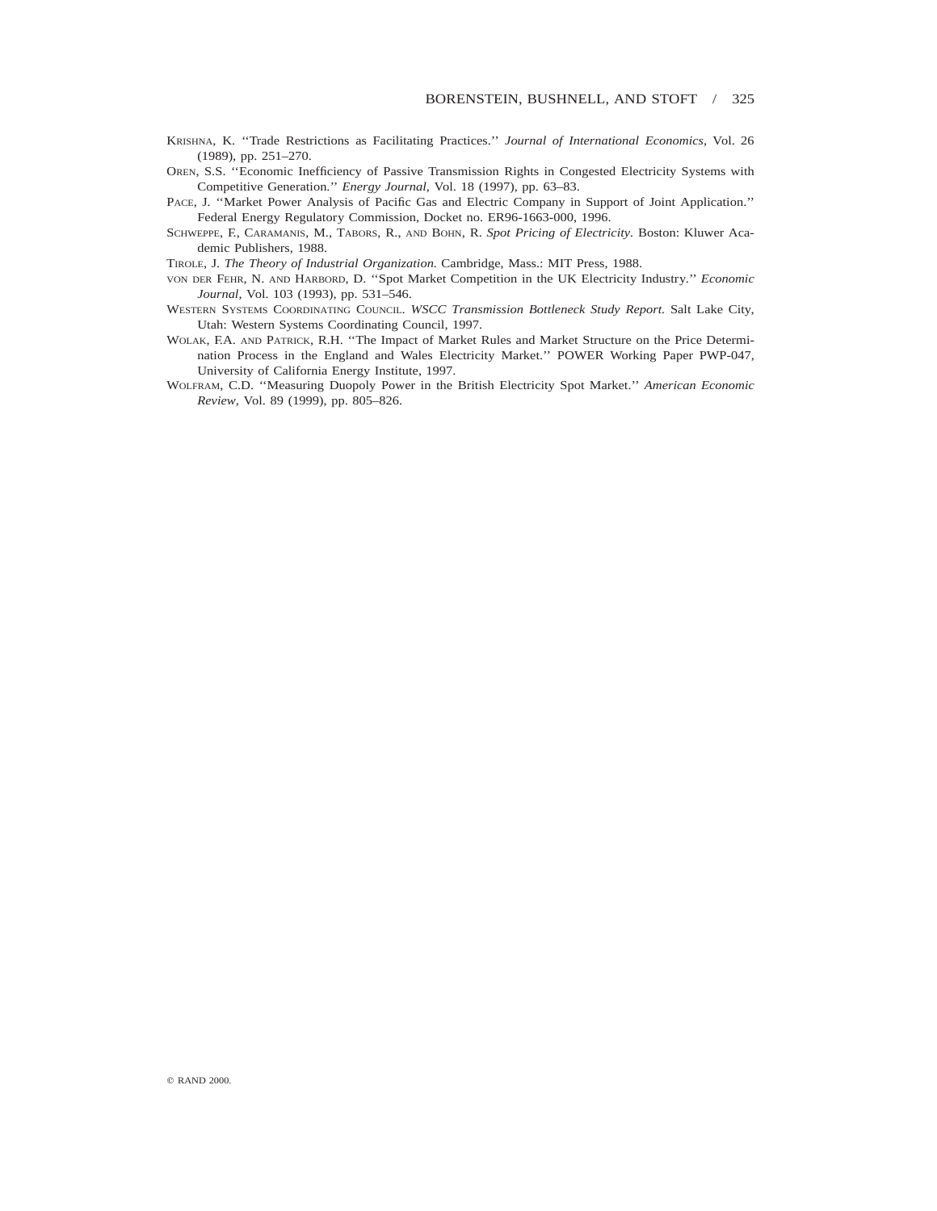Krishna, K. ''Trade Restrictions as Facilitating Practices.'' *Journal of International Economics*, Vol. 26 (1989), pp. 251–270.

Oren, S.S. ''Economic Inefficiency of Passive Transmission Rights in Congested Electricity Systems with Competitive Generation.'' *Energy Journal*, Vol. 18 (1997), pp. 63–83.

Pace, J. ''Market Power Analysis of Pacific Gas and Electric Company in Support of Joint Application.'' Federal Energy Regulatory Commission, Docket no. ER96-1663-000, 1996.

Schweppe, F., Caramanis, M., Tabors, R., and Bohn, R. *Spot Pricing of Electricity.* Boston: Kluwer Academic Publishers, 1988.

Tirole, J. *The Theory of Industrial Organization.* Cambridge, Mass.: MIT Press, 1988.

von der Fehr, N. and Harbord, D. ''Spot Market Competition in the UK Electricity Industry.'' *Economic Journal*, Vol. 103 (1993), pp. 531–546.

Western Systems Coordinating Council. *WSCC Transmission Bottleneck Study Report.* Salt Lake City, Utah: Western Systems Coordinating Council, 1997.

Wolak, F.A. and Patrick, R.H. ''The Impact of Market Rules and Market Structure on the Price Determination Process in the England and Wales Electricity Market.'' POWER Working Paper PWP-047, University of California Energy Institute, 1997.

Wolfram, C.D. ''Measuring Duopoly Power in the British Electricity Spot Market.'' *American Economic Review*, Vol. 89 (1999), pp. 805–826.